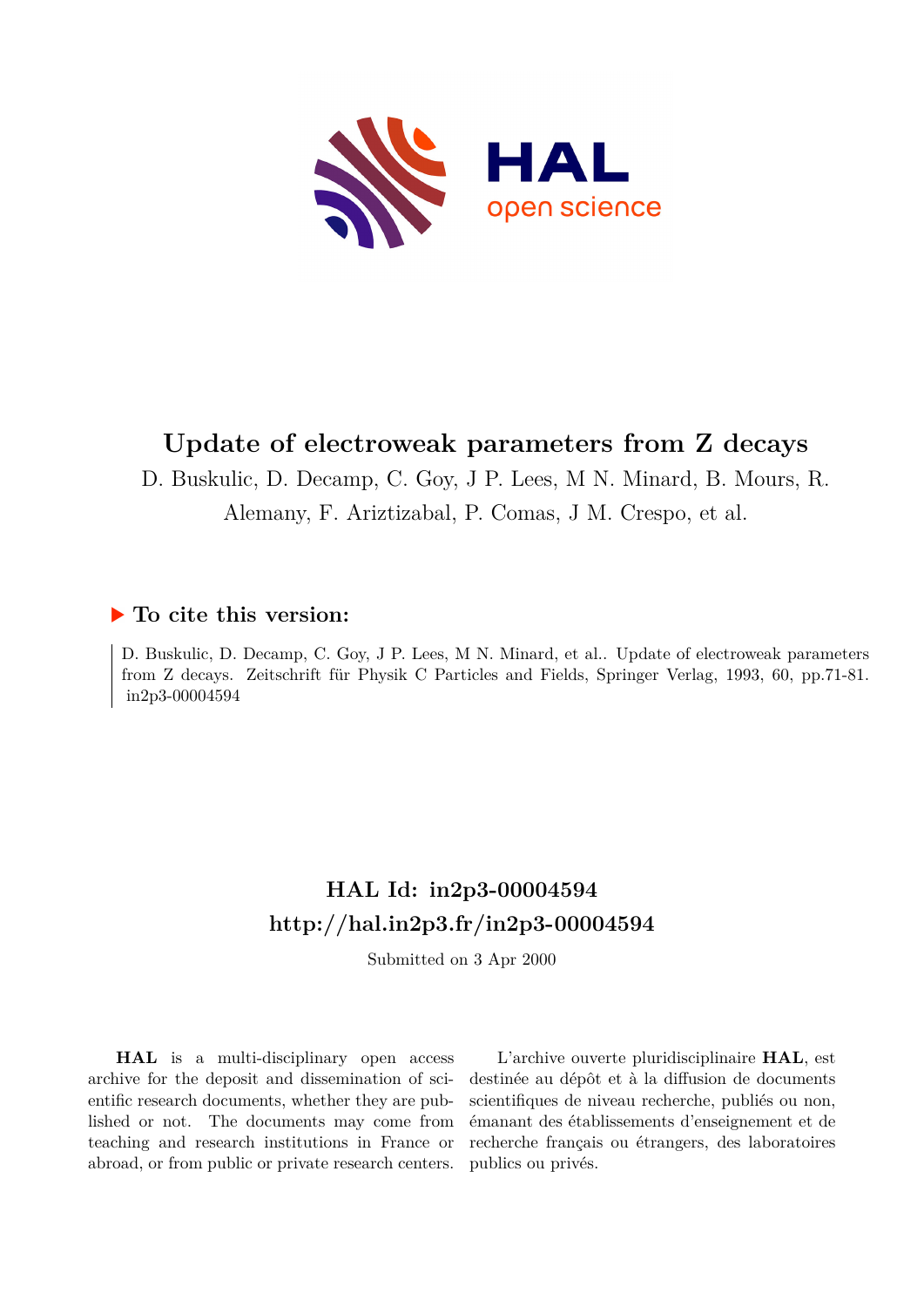# Update of electroweak parameters from Z decays

D. Buskulic, D. Decamp, C. Goy, J P. Lees, M N. Minard, B. Mours, R. Alemany, F. Ariztizabal, P. Comas, J M. Crespo, et al.

## ▶ To cite this version:

D. Buskulic, D. Decamp, C. Goy, J P. Lees, M N. Minard, et al.. Update of electroweak parameters from Z decays. Zeitschrift für Physik C Particles and Fields, Springer Verlag, 1993, 60, pp.71-81. in2p3-00004594

## HAL Id: in2p3-00004594
## http://hal.in2p3.fr/in2p3-00004594

Submitted on 3 Apr 2000

**HAL** is a multi-disciplinary open access archive for the deposit and dissemination of scientific research documents, whether they are published or not. The documents may come from teaching and research institutions in France or abroad, or from public or private research centers.

L'archive ouverte pluridisciplinaire **HAL**, est destinée au dépôt et à la diffusion de documents scientifiques de niveau recherche, publiés ou non, émanant des établissements d'enseignement et de recherche français ou étrangers, des laboratoires publics ou privés.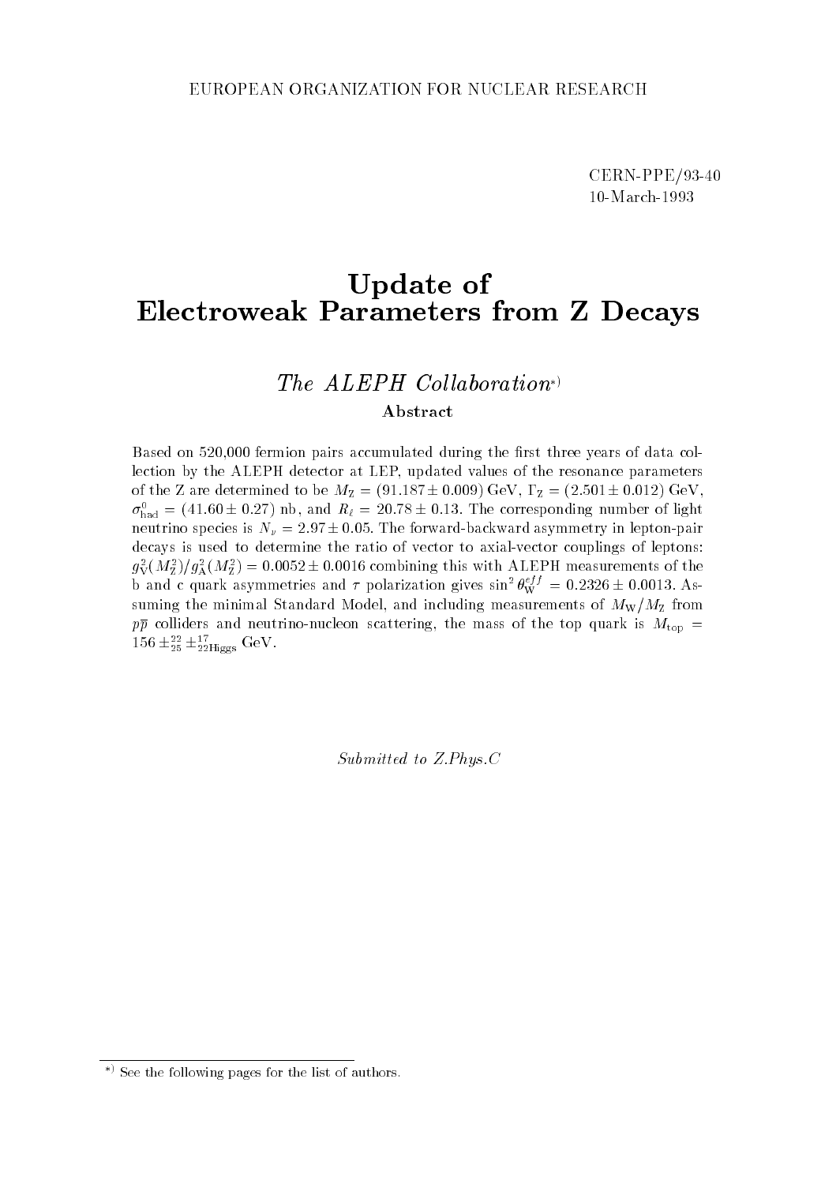EUROPEAN ORGANIZATION FOR NUCLEAR RESEARCH

CERN-PPE/93-40
10-March-1993

# Update of Electroweak Parameters from Z Decays

## *The ALEPH Collaboration*[*)]

### Abstract

Based on 520,000 fermion pairs accumulated during the first three years of data collection by the ALEPH detector at LEP, updated values of the resonance parameters of the Z are determined to be $M_Z = (91.187 \pm 0.009)$ GeV, $\Gamma_Z = (2.501 \pm 0.012)$ GeV, $\sigma^0_{\rm had} = (41.60 \pm 0.27)$ nb, and $R_\ell = 20.78 \pm 0.13$. The corresponding number of light neutrino species is $N_\nu = 2.97 \pm 0.05$. The forward-backward asymmetry in lepton-pair decays is used to determine the ratio of vector to axial-vector couplings of leptons: $g^2_V(M^2_Z)/g^2_A(M^2_Z) = 0.0052 \pm 0.0016$ combining this with ALEPH measurements of the b and c quark asymmetries and $\tau$ polarization gives $\sin^2\theta^{eff}_W = 0.2326 \pm 0.0013$. Assuming the minimal Standard Model, and including measurements of $M_W/M_Z$ from $p\bar{p}$ colliders and neutrino-nucleon scattering, the mass of the top quark is $M_{\rm top} = 156 \pm^{22}_{25} \pm^{17}_{22\,\rm Higgs}$ GeV.

*Submitted to Z.Phys.C*

*) See the following pages for the list of authors.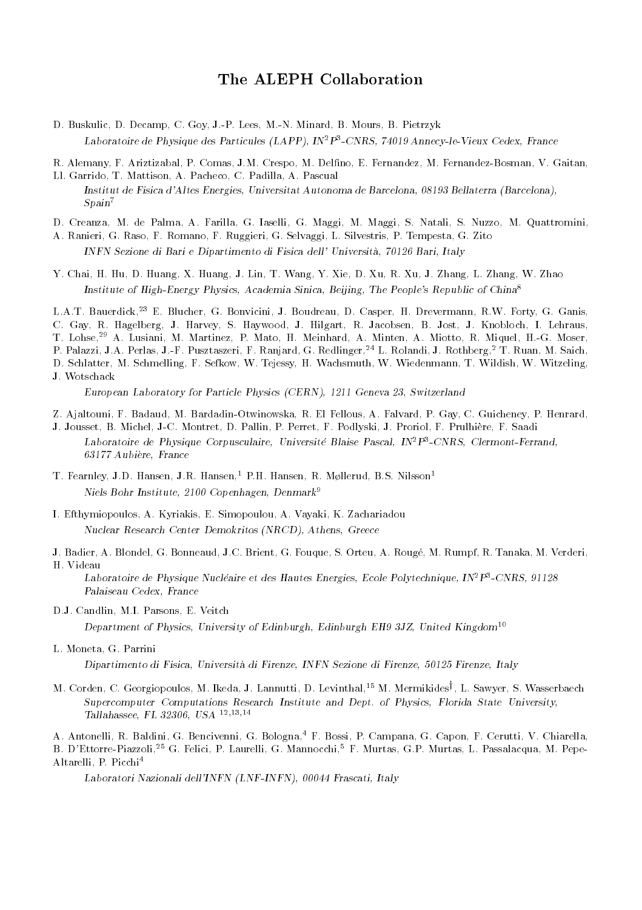# The ALEPH Collaboration

D. Buskulic, D. Decamp, C. Goy, J.-P. Lees, M.-N. Minard, B. Mours, B. Pietrzyk

*Laboratoire de Physique des Particules (LAPP), IN$^2$P$^3$-CNRS, 74019 Annecy-le-Vieux Cedex, France*

R. Alemany, F. Ariztizabal, P. Comas, J.M. Crespo, M. Delfino, E. Fernandez, M. Fernandez-Bosman, V. Gaitan, Ll. Garrido, T. Mattison, A. Pacheco, C. Padilla, A. Pascual

*Institut de Fisica d'Altes Energies, Universitat Autonoma de Barcelona, 08193 Bellaterra (Barcelona), Spain*[7]

D. Creanza, M. de Palma, A. Farilla, G. Iaselli, G. Maggi, M. Maggi, S. Natali, S. Nuzzo, M. Quattromini, A. Ranieri, G. Raso, F. Romano, F. Ruggieri, G. Selvaggi, L. Silvestris, P. Tempesta, G. Zito

*INFN Sezione di Bari e Dipartimento di Fisica dell' Università, 70126 Bari, Italy*

Y. Chai, H. Hu, D. Huang, X. Huang, J. Lin, T. Wang, Y. Xie, D. Xu, R. Xu, J. Zhang, L. Zhang, W. Zhao

*Institute of High-Energy Physics, Academia Sinica, Beijing, The People's Republic of China*[8]

L.A.T. Bauerdick,[23] E. Blucher, G. Bonvicini, J. Boudreau, D. Casper, H. Drevermann, R.W. Forty, G. Ganis, C. Gay, R. Hagelberg, J. Harvey, S. Haywood, J. Hilgart, R. Jacobsen, B. Jost, J. Knobloch, I. Lehraus, T. Lohse,[29] A. Lusiani, M. Martinez, P. Mato, H. Meinhard, A. Minten, A. Miotto, R. Miquel, H.-G. Moser, P. Palazzi, J.A. Perlas, J.-F. Pusztaszeri, F. Ranjard, G. Redlinger,[24] L. Rolandi, J. Rothberg,[2] T. Ruan, M. Saich, D. Schlatter, M. Schmelling, F. Sefkow, W. Tejessy, H. Wachsmuth, W. Wiedenmann, T. Wildish, W. Witzeling, J. Wotschack

*European Laboratory for Particle Physics (CERN), 1211 Geneva 23, Switzerland*

Z. Ajaltouni, F. Badaud, M. Bardadin-Otwinowska, R. El Fellous, A. Falvard, P. Gay, C. Guicheney, P. Henrard, J. Jousset, B. Michel, J-C. Montret, D. Pallin, P. Perret, F. Podlyski, J. Proriol, F. Prulhière, F. Saadi

*Laboratoire de Physique Corpusculaire, Université Blaise Pascal, IN$^2$P$^3$-CNRS, Clermont-Ferrand, 63177 Aubière, France*

T. Fearnley, J.D. Hansen, J.R. Hansen,[1] P.H. Hansen, R. Møllerud, B.S. Nilsson[1]

*Niels Bohr Institute, 2100 Copenhagen, Denmark*[9]

I. Efthymiopoulos, A. Kyriakis, E. Simopoulou, A. Vayaki, K. Zachariadou

*Nuclear Research Center Demokritos (NRCD), Athens, Greece*

J. Badier, A. Blondel, G. Bonneaud, J.C. Brient, G. Fouque, S. Orteu, A. Rougé, M. Rumpf, R. Tanaka, M. Verderi, H. Videau

*Laboratoire de Physique Nucléaire et des Hautes Energies, Ecole Polytechnique, IN$^2$P$^3$-CNRS, 91128 Palaiseau Cedex, France*

D.J. Candlin, M.I. Parsons, E. Veitch

*Department of Physics, University of Edinburgh, Edinburgh EH9 3JZ, United Kingdom*[10]

L. Moneta, G. Parrini

*Dipartimento di Fisica, Università di Firenze, INFN Sezione di Firenze, 50125 Firenze, Italy*

M. Corden, C. Georgiopoulos, M. Ikeda, J. Lannutti, D. Levinthal,[15] M. Mermikides[†], L. Sawyer, S. Wasserbaech

*Supercomputer Computations Research Institute and Dept. of Physics, Florida State University, Tallahassee, FL 32306, USA* [12,13,14]

A. Antonelli, R. Baldini, G. Bencivenni, G. Bologna,[4] F. Bossi, P. Campana, G. Capon, F. Cerutti, V. Chiarella, B. D'Ettorre-Piazzoli,[25] G. Felici, P. Laurelli, G. Mannocchi,[5] F. Murtas, G.P. Murtas, L. Passalacqua, M. Pepe-Altarelli, P. Picchi[4]

*Laboratori Nazionali dell'INFN (LNF-INFN), 00044 Frascati, Italy*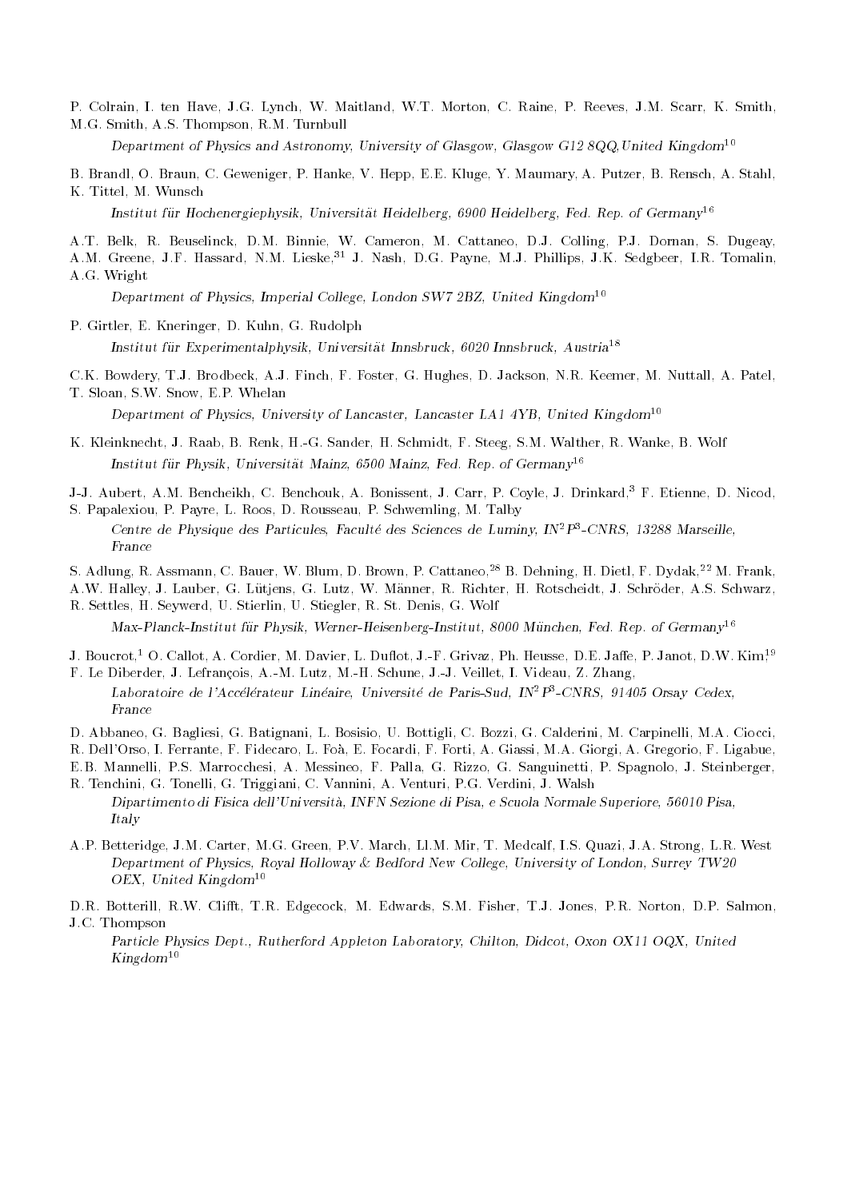P. Colrain, I. ten Have, J.G. Lynch, W. Maitland, W.T. Morton, C. Raine, P. Reeves, J.M. Scarr, K. Smith, M.G. Smith, A.S. Thompson, R.M. Turnbull

*Department of Physics and Astronomy, University of Glasgow, Glasgow G12 8QQ,United Kingdom*[10]

B. Brandl, O. Braun, C. Geweniger, P. Hanke, V. Hepp, E.E. Kluge, Y. Maumary, A. Putzer, B. Rensch, A. Stahl, K. Tittel, M. Wunsch

*Institut für Hochenergiephysik, Universität Heidelberg, 6900 Heidelberg, Fed. Rep. of Germany*[16]

A.T. Belk, R. Beuselinck, D.M. Binnie, W. Cameron, M. Cattaneo, D.J. Colling, P.J. Dornan, S. Dugeay, A.M. Greene, J.F. Hassard, N.M. Lieske,[31] J. Nash, D.G. Payne, M.J. Phillips, J.K. Sedgbeer, I.R. Tomalin, A.G. Wright

*Department of Physics, Imperial College, London SW7 2BZ, United Kingdom*[10]

P. Girtler, E. Kneringer, D. Kuhn, G. Rudolph

*Institut für Experimentalphysik, Universität Innsbruck, 6020 Innsbruck, Austria*[18]

C.K. Bowdery, T.J. Brodbeck, A.J. Finch, F. Foster, G. Hughes, D. Jackson, N.R. Keemer, M. Nuttall, A. Patel, T. Sloan, S.W. Snow, E.P. Whelan

*Department of Physics, University of Lancaster, Lancaster LA1 4YB, United Kingdom*[10]

K. Kleinknecht, J. Raab, B. Renk, H.-G. Sander, H. Schmidt, F. Steeg, S.M. Walther, R. Wanke, B. Wolf

*Institut für Physik, Universität Mainz, 6500 Mainz, Fed. Rep. of Germany*[16]

J-J. Aubert, A.M. Bencheikh, C. Benchouk, A. Bonissent, J. Carr, P. Coyle, J. Drinkard,[3] F. Etienne, D. Nicod, S. Papalexiou, P. Payre, L. Roos, D. Rousseau, P. Schwemling, M. Talby

*Centre de Physique des Particules, Faculté des Sciences de Luminy, IN$^2$P$^3$-CNRS, 13288 Marseille, France*

S. Adlung, R. Assmann, C. Bauer, W. Blum, D. Brown, P. Cattaneo,[28] B. Dehning, H. Dietl, F. Dydak,[22] M. Frank, A.W. Halley, J. Lauber, G. Lütjens, G. Lutz, W. Männer, R. Richter, H. Rotscheidt, J. Schröder, A.S. Schwarz, R. Settles, H. Seywerd, U. Stierlin, U. Stiegler, R. St. Denis, G. Wolf

*Max-Planck-Institut für Physik, Werner-Heisenberg-Institut, 8000 München, Fed. Rep. of Germany*[16]

J. Boucrot,[1] O. Callot, A. Cordier, M. Davier, L. Duflot, J.-F. Grivaz, Ph. Heusse, D.E. Jaffe, P. Janot, D.W. Kim,[19] F. Le Diberder, J. Lefrançois, A.-M. Lutz, M.-H. Schune, J.-J. Veillet, I. Videau, Z. Zhang,

*Laboratoire de l'Accélérateur Linéaire, Université de Paris-Sud, IN$^2$P$^3$-CNRS, 91405 Orsay Cedex, France*

D. Abbaneo, G. Bagliesi, G. Batignani, L. Bosisio, U. Bottigli, C. Bozzi, G. Calderini, M. Carpinelli, M.A. Ciocci, R. Dell'Orso, I. Ferrante, F. Fidecaro, L. Foà, E. Focardi, F. Forti, A. Giassi, M.A. Giorgi, A. Gregorio, F. Ligabue, E.B. Mannelli, P.S. Marrocchesi, A. Messineo, F. Palla, G. Rizzo, G. Sanguinetti, P. Spagnolo, J. Steinberger, R. Tenchini, G. Tonelli, G. Triggiani, C. Vannini, A. Venturi, P.G. Verdini, J. Walsh

*Dipartimento di Fisica dell'Università, INFN Sezione di Pisa, e Scuola Normale Superiore, 56010 Pisa, Italy*

A.P. Betteridge, J.M. Carter, M.G. Green, P.V. March, Ll.M. Mir, T. Medcalf, I.S. Quazi, J.A. Strong, L.R. West

*Department of Physics, Royal Holloway & Bedford New College, University of London, Surrey TW20 OEX, United Kingdom*[10]

D.R. Botterill, R.W. Clifft, T.R. Edgecock, M. Edwards, S.M. Fisher, T.J. Jones, P.R. Norton, D.P. Salmon, J.C. Thompson

*Particle Physics Dept., Rutherford Appleton Laboratory, Chilton, Didcot, Oxon OX11 OQX, United Kingdom*[10]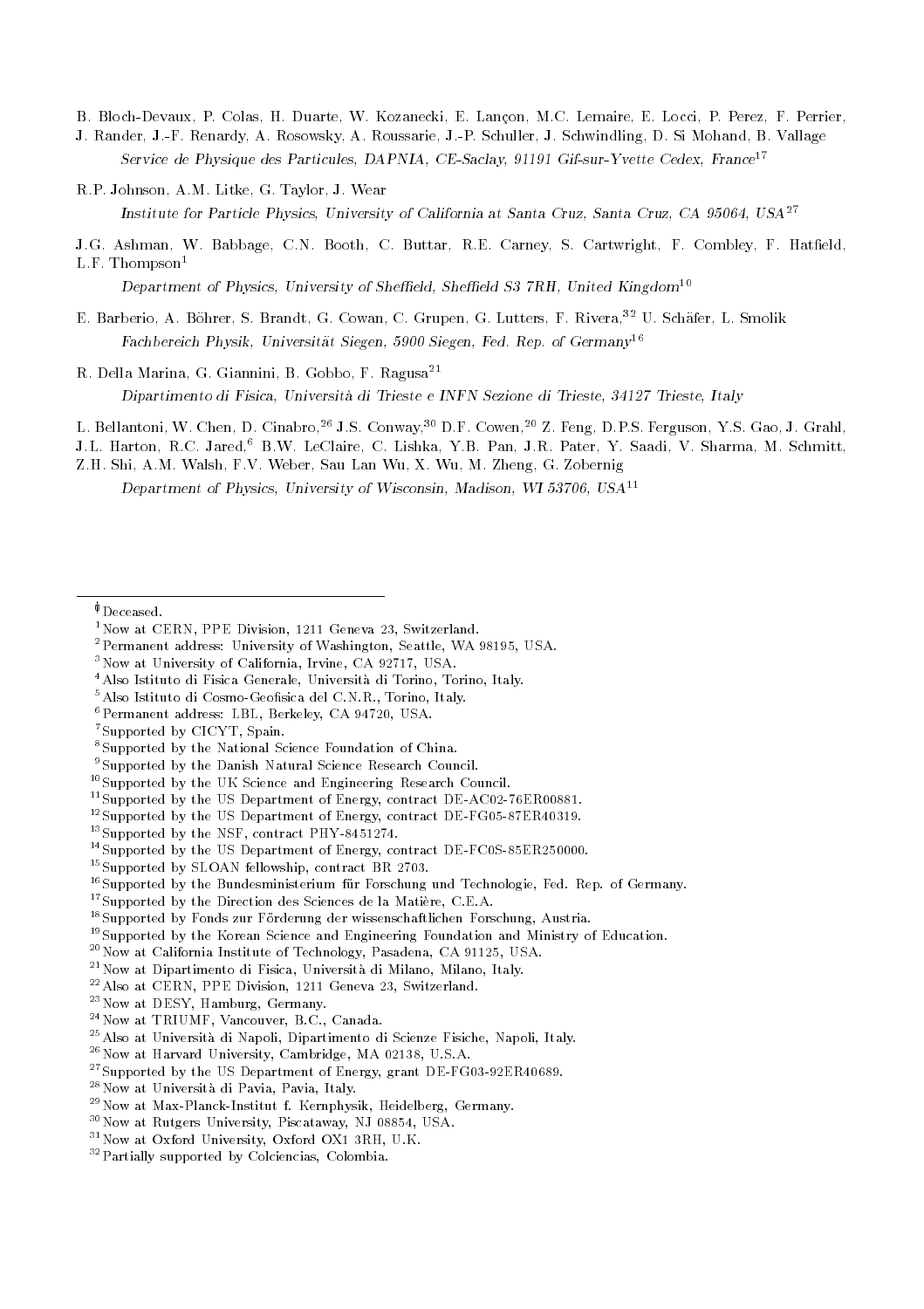B. Bloch-Devaux, P. Colas, H. Duarte, W. Kozanecki, E. Lançon, M.C. Lemaire, E. Locci, P. Perez, F. Perrier, J. Rander, J.-F. Renardy, A. Rosowsky, A. Roussarie, J.-P. Schuller, J. Schwindling, D. Si Mohand, B. Vallage

*Service de Physique des Particules, DAPNIA, CE-Saclay, 91191 Gif-sur-Yvette Cedex, France*[17]

R.P. Johnson, A.M. Litke, G. Taylor, J. Wear

*Institute for Particle Physics, University of California at Santa Cruz, Santa Cruz, CA 95064, USA*[27]

J.G. Ashman, W. Babbage, C.N. Booth, C. Buttar, R.E. Carney, S. Cartwright, F. Combley, F. Hatfield, L.F. Thompson[1]

*Department of Physics, University of Sheffield, Sheffield S3 7RH, United Kingdom*[10]

E. Barberio, A. Böhrer, S. Brandt, G. Cowan, C. Grupen, G. Lutters, F. Rivera,[32] U. Schäfer, L. Smolik

*Fachbereich Physik, Universität Siegen, 5900 Siegen, Fed. Rep. of Germany*[16]

R. Della Marina, G. Giannini, B. Gobbo, F. Ragusa[21]

*Dipartimento di Fisica, Università di Trieste e INFN Sezione di Trieste, 34127 Trieste, Italy*

L. Bellantoni, W. Chen, D. Cinabro,[26] J.S. Conway,[30] D.F. Cowen,[20] Z. Feng, D.P.S. Ferguson, Y.S. Gao, J. Grahl, J.L. Harton, R.C. Jared,[6] B.W. LeClaire, C. Lishka, Y.B. Pan, J.R. Pater, Y. Saadi, V. Sharma, M. Schmitt, Z.H. Shi, A.M. Walsh, F.V. Weber, Sau Lan Wu, X. Wu, M. Zheng, G. Zobernig

*Department of Physics, University of Wisconsin, Madison, WI 53706, USA*[11]

---

[ǂ] Deceased.
[1] Now at CERN, PPE Division, 1211 Geneva 23, Switzerland.
[2] Permanent address: University of Washington, Seattle, WA 98195, USA.
[3] Now at University of California, Irvine, CA 92717, USA.
[4] Also Istituto di Fisica Generale, Università di Torino, Torino, Italy.
[5] Also Istituto di Cosmo-Geofisica del C.N.R., Torino, Italy.
[6] Permanent address: LBL, Berkeley, CA 94720, USA.
[7] Supported by CICYT, Spain.
[8] Supported by the National Science Foundation of China.
[9] Supported by the Danish Natural Science Research Council.
[10] Supported by the UK Science and Engineering Research Council.
[11] Supported by the US Department of Energy, contract DE-AC02-76ER00881.
[12] Supported by the US Department of Energy, contract DE-FG05-87ER40319.
[13] Supported by the NSF, contract PHY-8451274.
[14] Supported by the US Department of Energy, contract DE-FC0S-85ER250000.
[15] Supported by SLOAN fellowship, contract BR 2703.
[16] Supported by the Bundesministerium für Forschung und Technologie, Fed. Rep. of Germany.
[17] Supported by the Direction des Sciences de la Matière, C.E.A.
[18] Supported by Fonds zur Förderung der wissenschaftlichen Forschung, Austria.
[19] Supported by the Korean Science and Engineering Foundation and Ministry of Education.
[20] Now at California Institute of Technology, Pasadena, CA 91125, USA.
[21] Now at Dipartimento di Fisica, Università di Milano, Milano, Italy.
[22] Also at CERN, PPE Division, 1211 Geneva 23, Switzerland.
[23] Now at DESY, Hamburg, Germany.
[24] Now at TRIUMF, Vancouver, B.C., Canada.
[25] Also at Università di Napoli, Dipartimento di Scienze Fisiche, Napoli, Italy.
[26] Now at Harvard University, Cambridge, MA 02138, U.S.A.
[27] Supported by the US Department of Energy, grant DE-FG03-92ER40689.
[28] Now at Università di Pavia, Pavia, Italy.
[29] Now at Max-Planck-Institut f. Kernphysik, Heidelberg, Germany.
[30] Now at Rutgers University, Piscataway, NJ 08854, USA.
[31] Now at Oxford University, Oxford OX1 3RH, U.K.
[32] Partially supported by Colciencias, Colombia.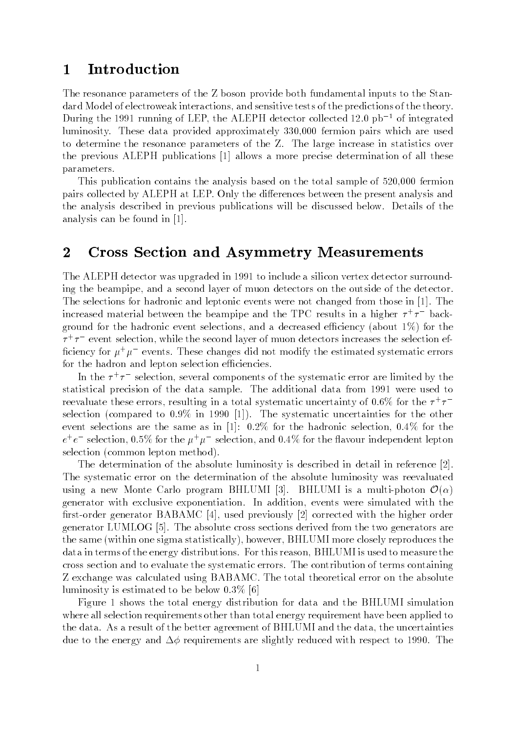# 1 Introduction

The resonance parameters of the Z boson provide both fundamental inputs to the Standard Model of electroweak interactions, and sensitive tests of the predictions of the theory. During the 1991 running of LEP, the ALEPH detector collected 12.0 $pb^{-1}$ of integrated luminosity. These data provided approximately 330,000 fermion pairs which are used to determine the resonance parameters of the Z. The large increase in statistics over the previous ALEPH publications [1] allows a more precise determination of all these parameters.

This publication contains the analysis based on the total sample of 520,000 fermion pairs collected by ALEPH at LEP. Only the differences between the present analysis and the analysis described in previous publications will be discussed below. Details of the analysis can be found in [1].

# 2 Cross Section and Asymmetry Measurements

The ALEPH detector was upgraded in 1991 to include a silicon vertex detector surrounding the beampipe, and a second layer of muon detectors on the outside of the detector. The selections for hadronic and leptonic events were not changed from those in [1]. The increased material between the beampipe and the TPC results in a higher $\tau^+\tau^-$ background for the hadronic event selections, and a decreased efficiency (about 1%) for the $\tau^+\tau^-$ event selection, while the second layer of muon detectors increases the selection efficiency for $\mu^+\mu^-$ events. These changes did not modify the estimated systematic errors for the hadron and lepton selection efficiencies.

In the $\tau^+\tau^-$ selection, several components of the systematic error are limited by the statistical precision of the data sample. The additional data from 1991 were used to reevaluate these errors, resulting in a total systematic uncertainty of 0.6% for the $\tau^+\tau^-$ selection (compared to 0.9% in 1990 [1]). The systematic uncertainties for the other event selections are the same as in [1]: 0.2% for the hadronic selection, 0.4% for the $e^+e^-$ selection, 0.5% for the $\mu^+\mu^-$ selection, and 0.4% for the flavour independent lepton selection (common lepton method).

The determination of the absolute luminosity is described in detail in reference [2]. The systematic error on the determination of the absolute luminosity was reevaluated using a new Monte Carlo program BHLUMI [3]. BHLUMI is a multi-photon $\mathcal{O}(\alpha)$ generator with exclusive exponentiation. In addition, events were simulated with the first-order generator BABAMC [4], used previously [2] corrected with the higher order generator LUMLOG [5]. The absolute cross sections derived from the two generators are the same (within one sigma statistically), however, BHLUMI more closely reproduces the data in terms of the energy distributions. For this reason, BHLUMI is used to measure the cross section and to evaluate the systematic errors. The contribution of terms containing Z exchange was calculated using BABAMC. The total theoretical error on the absolute luminosity is estimated to be below 0.3% [6]

Figure 1 shows the total energy distribution for data and the BHLUMI simulation where all selection requirements other than total energy requirement have been applied to the data. As a result of the better agreement of BHLUMI and the data, the uncertainties due to the energy and $\Delta\phi$ requirements are slightly reduced with respect to 1990. The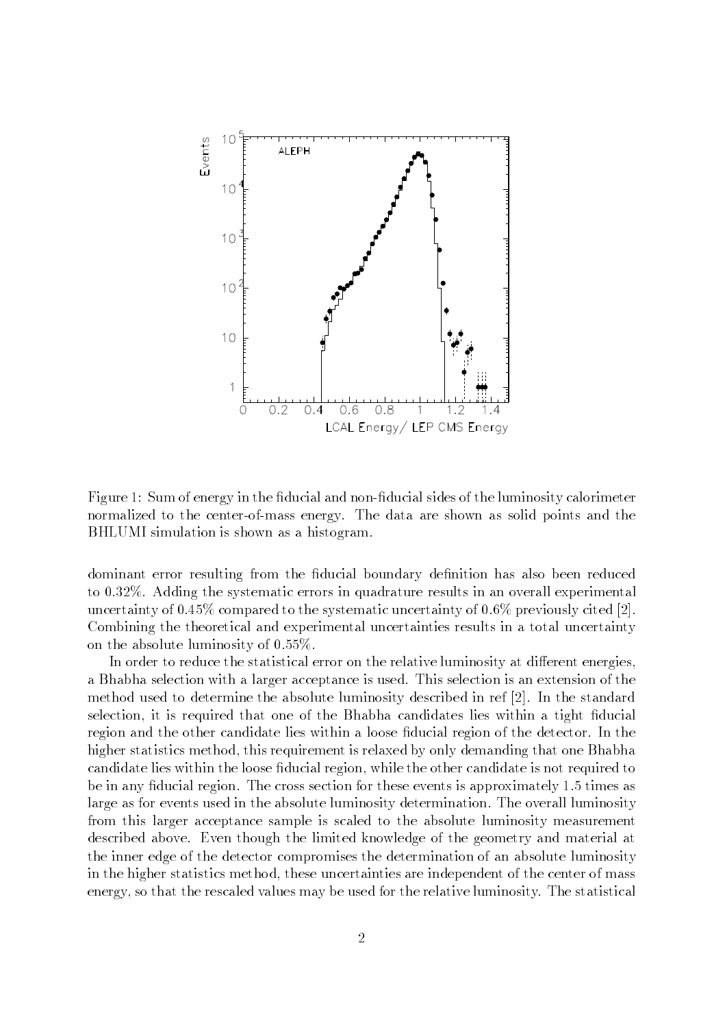Figure 1: Sum of energy in the fiducial and non-fiducial sides of the luminosity calorimeter normalized to the center-of-mass energy. The data are shown as solid points and the BHLUMI simulation is shown as a histogram.

dominant error resulting from the fiducial boundary definition has also been reduced to 0.32%. Adding the systematic errors in quadrature results in an overall experimental uncertainty of 0.45% compared to the systematic uncertainty of 0.6% previously cited [2]. Combining the theoretical and experimental uncertainties results in a total uncertainty on the absolute luminosity of 0.55%.

In order to reduce the statistical error on the relative luminosity at different energies, a Bhabha selection with a larger acceptance is used. This selection is an extension of the method used to determine the absolute luminosity described in ref [2]. In the standard selection, it is required that one of the Bhabha candidates lies within a tight fiducial region and the other candidate lies within a loose fiducial region of the detector. In the higher statistics method, this requirement is relaxed by only demanding that one Bhabha candidate lies within the loose fiducial region, while the other candidate is not required to be in any fiducial region. The cross section for these events is approximately 1.5 times as large as for events used in the absolute luminosity determination. The overall luminosity from this larger acceptance sample is scaled to the absolute luminosity measurement described above. Even though the limited knowledge of the geometry and material at the inner edge of the detector compromises the determination of an absolute luminosity in the higher statistics method, these uncertainties are independent of the center of mass energy, so that the rescaled values may be used for the relative luminosity. The statistical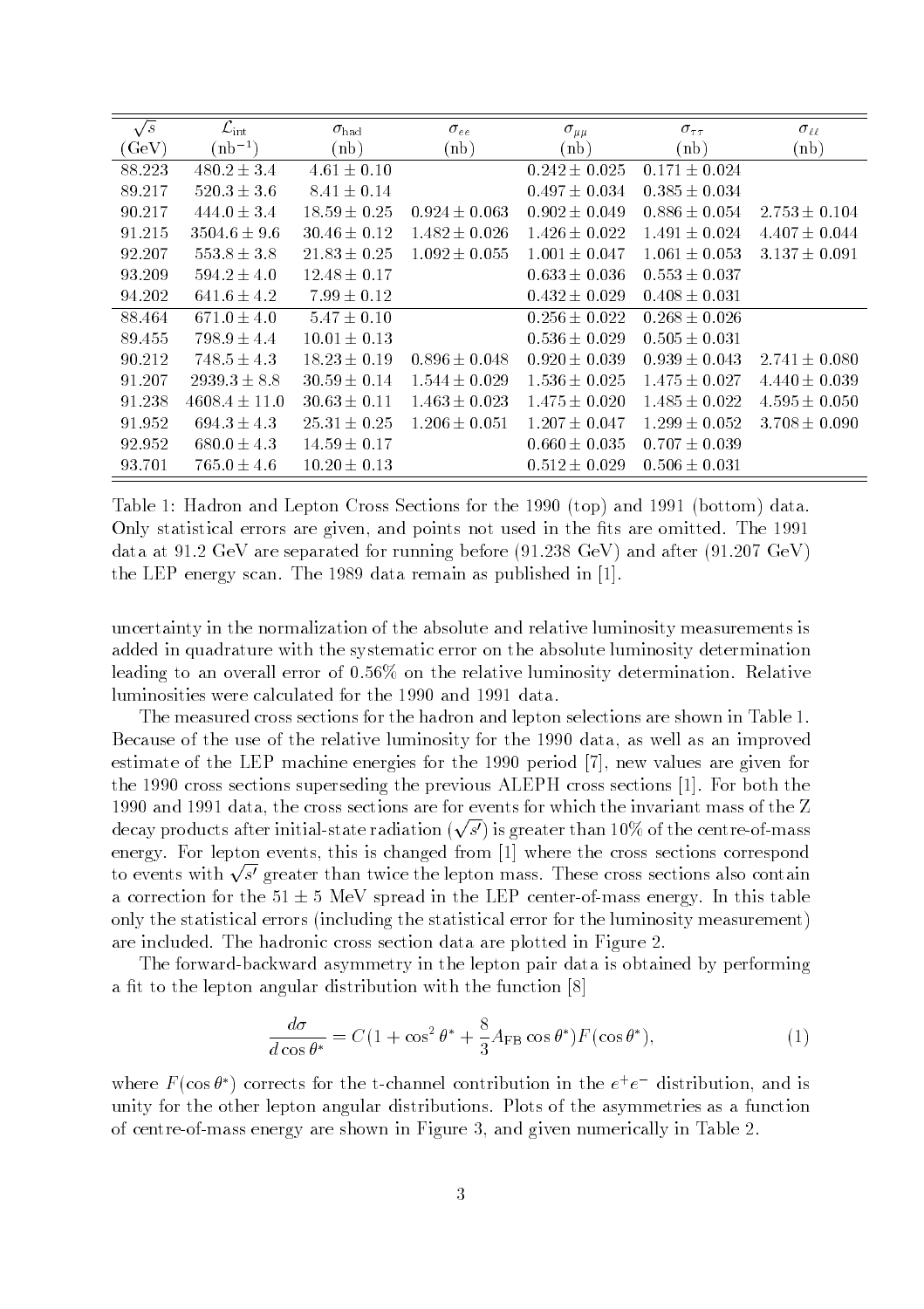| $\sqrt{s}$ | $\mathcal{L}_{\rm int}$ | $\sigma_{\rm had}$ | $\sigma_{ee}$ | $\sigma_{\mu\mu}$ | $\sigma_{\tau\tau}$ | $\sigma_{\ell\ell}$ |
|---|---|---|---|---|---|---|
| (GeV) | (nb$^{-1}$) | (nb) | (nb) | (nb) | (nb) | (nb) |
| 88.223 | $480.2 \pm 3.4$ | $4.61 \pm 0.10$ | | $0.242 \pm 0.025$ | $0.171 \pm 0.024$ | |
| 89.217 | $520.3 \pm 3.6$ | $8.41 \pm 0.14$ | | $0.497 \pm 0.034$ | $0.385 \pm 0.034$ | |
| 90.217 | $444.0 \pm 3.4$ | $18.59 \pm 0.25$ | $0.924 \pm 0.063$ | $0.902 \pm 0.049$ | $0.886 \pm 0.054$ | $2.753 \pm 0.104$ |
| 91.215 | $3504.6 \pm 9.6$ | $30.46 \pm 0.12$ | $1.482 \pm 0.026$ | $1.426 \pm 0.022$ | $1.491 \pm 0.024$ | $4.407 \pm 0.044$ |
| 92.207 | $553.8 \pm 3.8$ | $21.83 \pm 0.25$ | $1.092 \pm 0.055$ | $1.001 \pm 0.047$ | $1.061 \pm 0.053$ | $3.137 \pm 0.091$ |
| 93.209 | $594.2 \pm 4.0$ | $12.48 \pm 0.17$ | | $0.633 \pm 0.036$ | $0.553 \pm 0.037$ | |
| 94.202 | $641.6 \pm 4.2$ | $7.99 \pm 0.12$ | | $0.432 \pm 0.029$ | $0.408 \pm 0.031$ | |
| 88.464 | $671.0 \pm 4.0$ | $5.47 \pm 0.10$ | | $0.256 \pm 0.022$ | $0.268 \pm 0.026$ | |
| 89.455 | $798.9 \pm 4.4$ | $10.01 \pm 0.13$ | | $0.536 \pm 0.029$ | $0.505 \pm 0.031$ | |
| 90.212 | $748.5 \pm 4.3$ | $18.23 \pm 0.19$ | $0.896 \pm 0.048$ | $0.920 \pm 0.039$ | $0.939 \pm 0.043$ | $2.741 \pm 0.080$ |
| 91.207 | $2939.3 \pm 8.8$ | $30.59 \pm 0.14$ | $1.544 \pm 0.029$ | $1.536 \pm 0.025$ | $1.475 \pm 0.027$ | $4.440 \pm 0.039$ |
| 91.238 | $4608.4 \pm 11.0$ | $30.63 \pm 0.11$ | $1.463 \pm 0.023$ | $1.475 \pm 0.020$ | $1.485 \pm 0.022$ | $4.595 \pm 0.050$ |
| 91.952 | $694.3 \pm 4.3$ | $25.31 \pm 0.25$ | $1.206 \pm 0.051$ | $1.207 \pm 0.047$ | $1.299 \pm 0.052$ | $3.708 \pm 0.090$ |
| 92.952 | $680.0 \pm 4.3$ | $14.59 \pm 0.17$ | | $0.660 \pm 0.035$ | $0.707 \pm 0.039$ | |
| 93.701 | $765.0 \pm 4.6$ | $10.20 \pm 0.13$ | | $0.512 \pm 0.029$ | $0.506 \pm 0.031$ | |

Table 1: Hadron and Lepton Cross Sections for the 1990 (top) and 1991 (bottom) data. Only statistical errors are given, and points not used in the fits are omitted. The 1991 data at 91.2 GeV are separated for running before (91.238 GeV) and after (91.207 GeV) the LEP energy scan. The 1989 data remain as published in [1].

uncertainty in the normalization of the absolute and relative luminosity measurements is added in quadrature with the systematic error on the absolute luminosity determination leading to an overall error of 0.56% on the relative luminosity determination. Relative luminosities were calculated for the 1990 and 1991 data.

The measured cross sections for the hadron and lepton selections are shown in Table 1. Because of the use of the relative luminosity for the 1990 data, as well as an improved estimate of the LEP machine energies for the 1990 period [7], new values are given for the 1990 cross sections superseding the previous ALEPH cross sections [1]. For both the 1990 and 1991 data, the cross sections are for events for which the invariant mass of the Z decay products after initial-state radiation ($\sqrt{s'}$) is greater than 10% of the centre-of-mass energy. For lepton events, this is changed from [1] where the cross sections correspond to events with $\sqrt{s'}$ greater than twice the lepton mass. These cross sections also contain a correction for the $51 \pm 5$ MeV spread in the LEP center-of-mass energy. In this table only the statistical errors (including the statistical error for the luminosity measurement) are included. The hadronic cross section data are plotted in Figure 2.

The forward-backward asymmetry in the lepton pair data is obtained by performing a fit to the lepton angular distribution with the function [8]

$$\frac{d\sigma}{d\cos\theta^*} = C(1 + \cos^2\theta^* + \frac{8}{3}A_{\rm FB}\cos\theta^*)F(\cos\theta^*), \qquad (1)$$

where $F(\cos\theta^*)$ corrects for the t-channel contribution in the $e^+e^-$ distribution, and is unity for the other lepton angular distributions. Plots of the asymmetries as a function of centre-of-mass energy are shown in Figure 3, and given numerically in Table 2.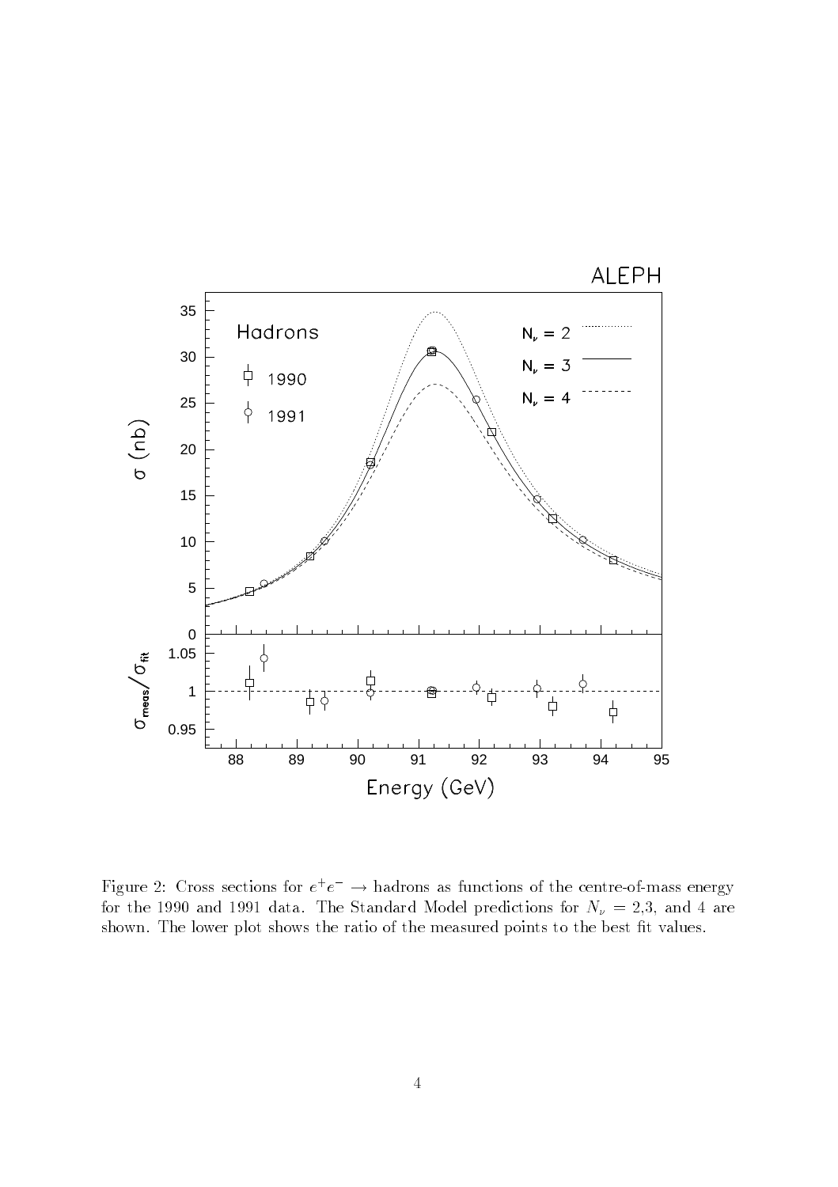Figure 2: Cross sections for $e^+e^- \rightarrow$ hadrons as functions of the centre-of-mass energy for the 1990 and 1991 data. The Standard Model predictions for $N_\nu = 2$,3, and 4 are shown. The lower plot shows the ratio of the measured points to the best fit values.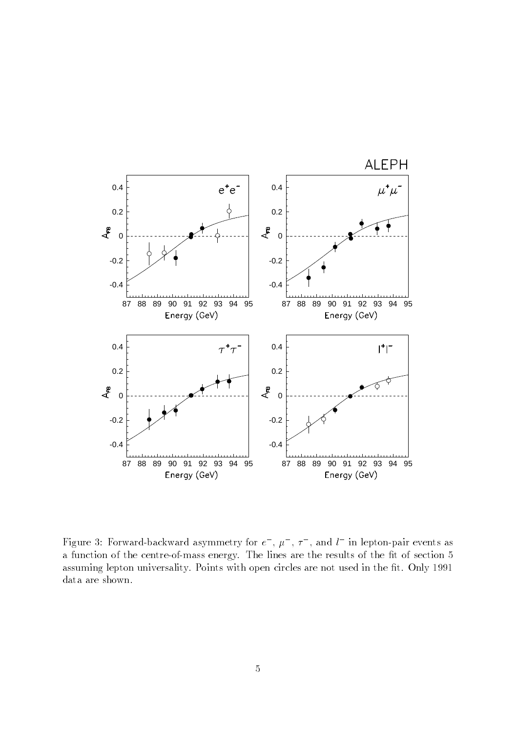Figure 3: Forward-backward asymmetry for $e^-$, $\mu^-$, $\tau^-$, and $l^-$ in lepton-pair events as a function of the centre-of-mass energy. The lines are the results of the fit of section 5 assuming lepton universality. Points with open circles are not used in the fit. Only 1991 data are shown.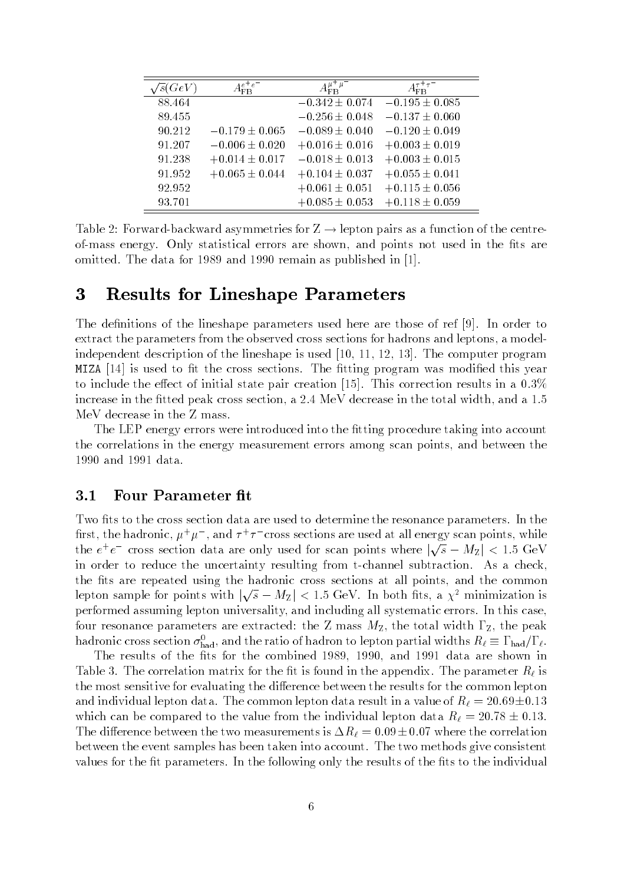| $\sqrt{s}(GeV)$ | $A_{\rm FB}^{e^+e^-}$ | $A_{\rm FB}^{\mu^+\mu^-}$ | $A_{\rm FB}^{\tau^+\tau^-}$ |
|---|---|---|---|
| 88.464 | | $-0.342 \pm 0.074$ | $-0.195 \pm 0.085$ |
| 89.455 | | $-0.256 \pm 0.048$ | $-0.137 \pm 0.060$ |
| 90.212 | $-0.179 \pm 0.065$ | $-0.089 \pm 0.040$ | $-0.120 \pm 0.049$ |
| 91.207 | $-0.006 \pm 0.020$ | $+0.016 \pm 0.016$ | $+0.003 \pm 0.019$ |
| 91.238 | $+0.014 \pm 0.017$ | $-0.018 \pm 0.013$ | $+0.003 \pm 0.015$ |
| 91.952 | $+0.065 \pm 0.044$ | $+0.104 \pm 0.037$ | $+0.055 \pm 0.041$ |
| 92.952 | | $+0.061 \pm 0.051$ | $+0.115 \pm 0.056$ |
| 93.701 | | $+0.085 \pm 0.053$ | $+0.118 \pm 0.059$ |

Table 2: Forward-backward asymmetries for $Z \rightarrow$ lepton pairs as a function of the centre-of-mass energy. Only statistical errors are shown, and points not used in the fits are omitted. The data for 1989 and 1990 remain as published in [1].

# 3 Results for Lineshape Parameters

The definitions of the lineshape parameters used here are those of ref [9]. In order to extract the parameters from the observed cross sections for hadrons and leptons, a model-independent description of the lineshape is used [10, 11, 12, 13]. The computer program MIZA [14] is used to fit the cross sections. The fitting program was modified this year to include the effect of initial state pair creation [15]. This correction results in a 0.3% increase in the fitted peak cross section, a 2.4 MeV decrease in the total width, and a 1.5 MeV decrease in the Z mass.

The LEP energy errors were introduced into the fitting procedure taking into account the correlations in the energy measurement errors among scan points, and between the 1990 and 1991 data.

## 3.1 Four Parameter fit

Two fits to the cross section data are used to determine the resonance parameters. In the first, the hadronic, $\mu^+\mu^-$, and $\tau^+\tau^-$cross sections are used at all energy scan points, while the $e^+e^-$ cross section data are only used for scan points where $|\sqrt{s} - M_Z| < 1.5$ GeV in order to reduce the uncertainty resulting from t-channel subtraction. As a check, the fits are repeated using the hadronic cross sections at all points, and the common lepton sample for points with $|\sqrt{s} - M_Z| < 1.5$ GeV. In both fits, a $\chi^2$ minimization is performed assuming lepton universality, and including all systematic errors. In this case, four resonance parameters are extracted: the Z mass $M_Z$, the total width $\Gamma_Z$, the peak hadronic cross section $\sigma^0_{\rm had}$, and the ratio of hadron to lepton partial widths $R_\ell \equiv \Gamma_{\rm had}/\Gamma_\ell$.

The results of the fits for the combined 1989, 1990, and 1991 data are shown in Table 3. The correlation matrix for the fit is found in the appendix. The parameter $R_\ell$ is the most sensitive for evaluating the difference between the results for the common lepton and individual lepton data. The common lepton data result in a value of $R_\ell = 20.69 \pm 0.13$ which can be compared to the value from the individual lepton data $R_\ell = 20.78 \pm 0.13$. The difference between the two measurements is $\Delta R_\ell = 0.09 \pm 0.07$ where the correlation between the event samples has been taken into account. The two methods give consistent values for the fit parameters. In the following only the results of the fits to the individual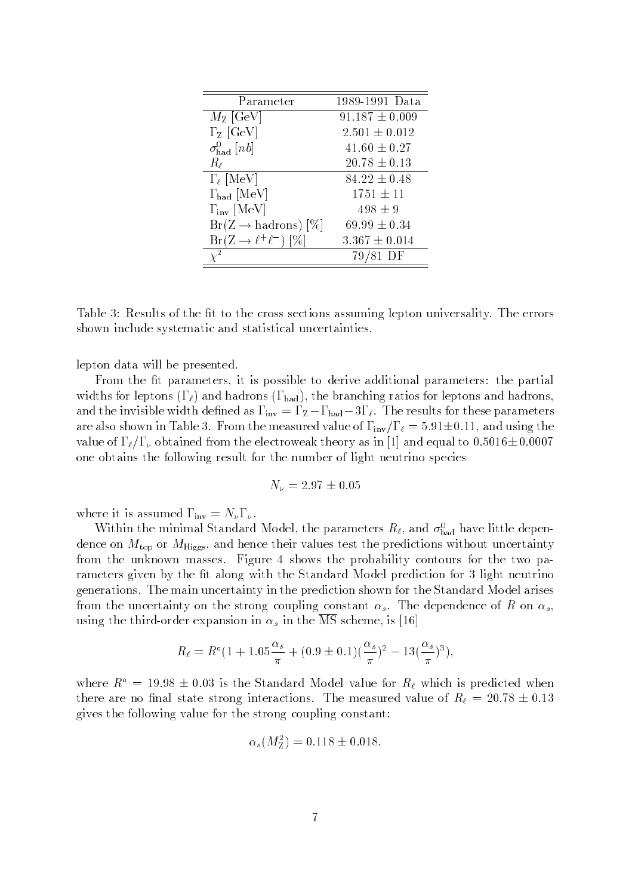| Parameter | 1989-1991 Data |
|---|---|
| $M_{\rm Z}$ [GeV] | $91.187 \pm 0.009$ |
| $\Gamma_{\rm Z}$ [GeV] | $2.501 \pm 0.012$ |
| $\sigma^0_{\rm had}$ [$nb$] | $41.60 \pm 0.27$ |
| $R_\ell$ | $20.78 \pm 0.13$ |
| $\Gamma_\ell$ [MeV] | $84.22 \pm 0.48$ |
| $\Gamma_{\rm had}$ [MeV] | $1751 \pm 11$ |
| $\Gamma_{\rm inv}$ [MeV] | $498 \pm 9$ |
| Br(Z $\rightarrow$ hadrons) [%] | $69.99 \pm 0.34$ |
| Br(Z $\rightarrow \ell^+\ell^-$) [%] | $3.367 \pm 0.014$ |
| $\chi^2$ | 79/81 DF |

Table 3: Results of the fit to the cross sections assuming lepton universality. The errors shown include systematic and statistical uncertainties.

lepton data will be presented.

From the fit parameters, it is possible to derive additional parameters: the partial widths for leptons ($\Gamma_\ell$) and hadrons ($\Gamma_{\rm had}$), the branching ratios for leptons and hadrons, and the invisible width defined as $\Gamma_{\rm inv} = \Gamma_{\rm Z} - \Gamma_{\rm had} - 3\Gamma_\ell$. The results for these parameters are also shown in Table 3. From the measured value of $\Gamma_{\rm inv}/\Gamma_\ell = 5.91 \pm 0.11$, and using the value of $\Gamma_\ell/\Gamma_\nu$ obtained from the electroweak theory as in [1] and equal to $0.5016 \pm 0.0007$ one obtains the following result for the number of light neutrino species

$$N_\nu = 2.97 \pm 0.05$$

where it is assumed $\Gamma_{\rm inv} = N_\nu \Gamma_\nu$.

Within the minimal Standard Model, the parameters $R_\ell$, and $\sigma^0_{\rm had}$ have little dependence on $M_{\rm top}$ or $M_{\rm Higgs}$, and hence their values test the predictions without uncertainty from the unknown masses. Figure 4 shows the probability contours for the two parameters given by the fit along with the Standard Model prediction for 3 light neutrino generations. The main uncertainty in the prediction shown for the Standard Model arises from the uncertainty on the strong coupling constant $\alpha_s$. The dependence of $R$ on $\alpha_s$, using the third-order expansion in $\alpha_s$ in the $\overline{\rm MS}$ scheme, is [16]

$$R_\ell = R^\circ\left(1 + 1.05\frac{\alpha_s}{\pi} + (0.9 \pm 0.1)\left(\frac{\alpha_s}{\pi}\right)^2 - 13\left(\frac{\alpha_s}{\pi}\right)^3\right),$$

where $R^\circ = 19.98 \pm 0.03$ is the Standard Model value for $R_\ell$ which is predicted when there are no final state strong interactions. The measured value of $R_\ell = 20.78 \pm 0.13$ gives the following value for the strong coupling constant:

$$\alpha_s(M_{\rm Z}^2) = 0.118 \pm 0.018.$$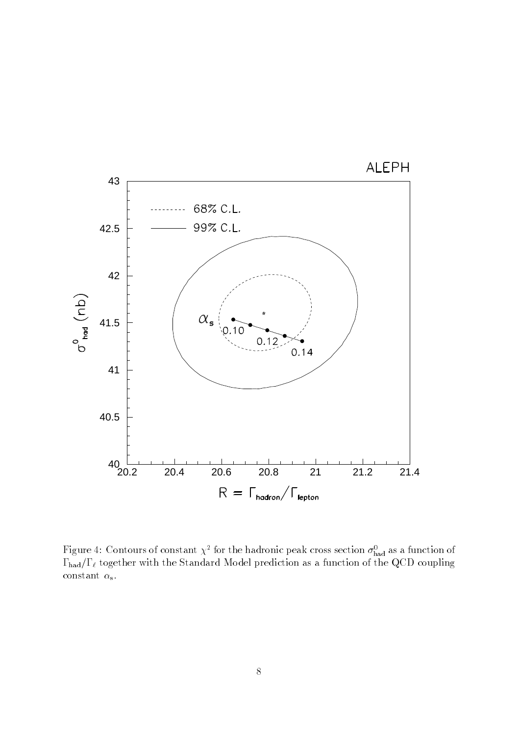Figure 4: Contours of constant $\chi^2$ for the hadronic peak cross section $\sigma^0_{\mathrm{had}}$ as a function of $\Gamma_{\mathrm{had}}/\Gamma_\ell$ together with the Standard Model prediction as a function of the QCD coupling constant $\alpha_s$.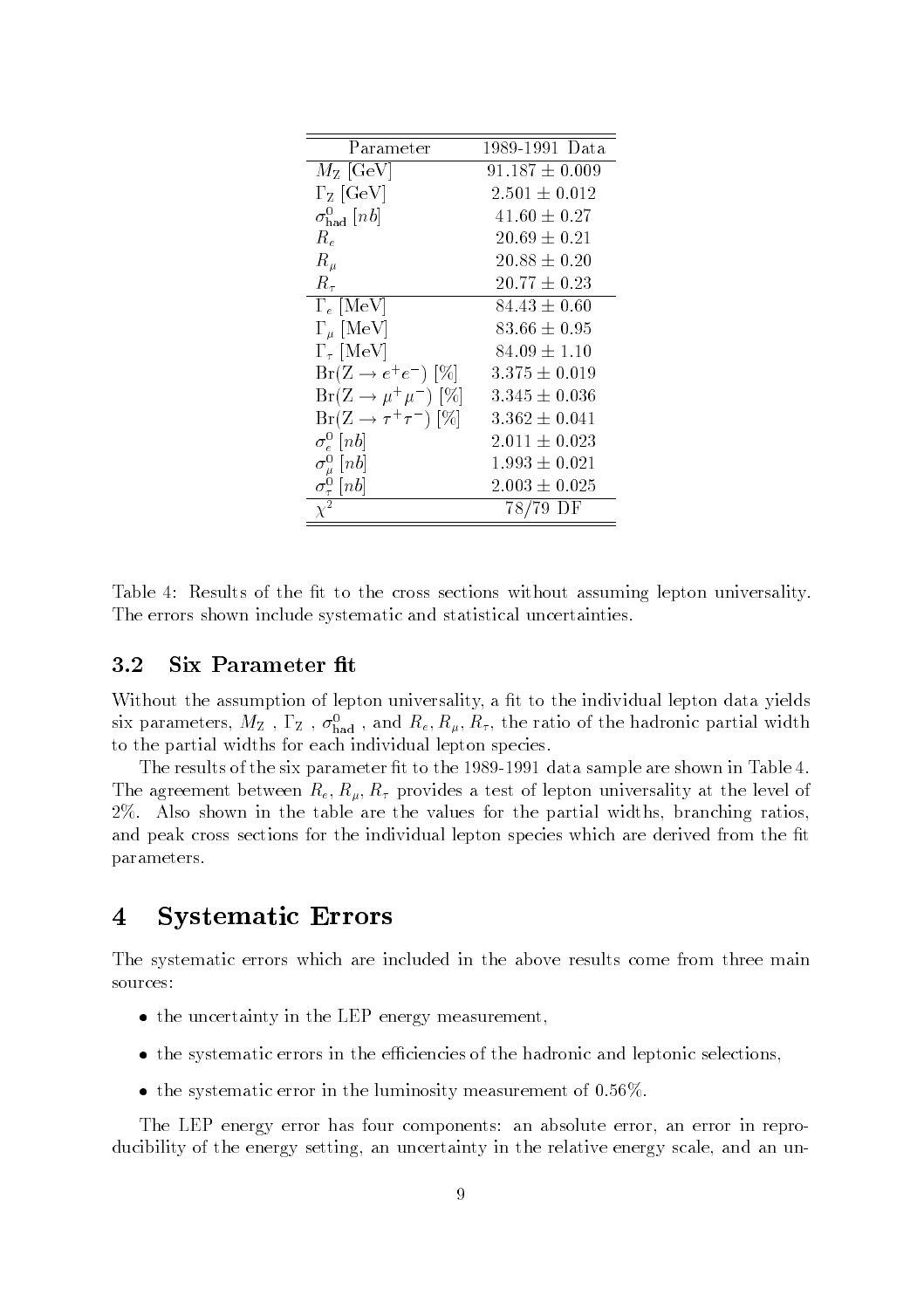| Parameter | 1989-1991 Data |
|---|---|
| $M_Z$ [GeV] | $91.187 \pm 0.009$ |
| $\Gamma_Z$ [GeV] | $2.501 \pm 0.012$ |
| $\sigma^0_{\rm had}$ [$nb$] | $41.60 \pm 0.27$ |
| $R_e$ | $20.69 \pm 0.21$ |
| $R_\mu$ | $20.88 \pm 0.20$ |
| $R_\tau$ | $20.77 \pm 0.23$ |
| $\Gamma_e$ [MeV] | $84.43 \pm 0.60$ |
| $\Gamma_\mu$ [MeV] | $83.66 \pm 0.95$ |
| $\Gamma_\tau$ [MeV] | $84.09 \pm 1.10$ |
| $\mathrm{Br}(Z \rightarrow e^+e^-)$ [%] | $3.375 \pm 0.019$ |
| $\mathrm{Br}(Z \rightarrow \mu^+\mu^-)$ [%] | $3.345 \pm 0.036$ |
| $\mathrm{Br}(Z \rightarrow \tau^+\tau^-)$ [%] | $3.362 \pm 0.041$ |
| $\sigma^0_e$ [$nb$] | $2.011 \pm 0.023$ |
| $\sigma^0_\mu$ [$nb$] | $1.993 \pm 0.021$ |
| $\sigma^0_\tau$ [$nb$] | $2.003 \pm 0.025$ |
| $\chi^2$ | 78/79 DF |

Table 4: Results of the fit to the cross sections without assuming lepton universality. The errors shown include systematic and statistical uncertainties.

### 3.2 Six Parameter fit

Without the assumption of lepton universality, a fit to the individual lepton data yields six parameters, $M_Z$ , $\Gamma_Z$ , $\sigma^0_{\rm had}$ , and $R_e$, $R_\mu$, $R_\tau$, the ratio of the hadronic partial width to the partial widths for each individual lepton species.

The results of the six parameter fit to the 1989-1991 data sample are shown in Table 4. The agreement between $R_e$, $R_\mu$, $R_\tau$ provides a test of lepton universality at the level of 2%. Also shown in the table are the values for the partial widths, branching ratios, and peak cross sections for the individual lepton species which are derived from the fit parameters.

## 4 Systematic Errors

The systematic errors which are included in the above results come from three main sources:

- the uncertainty in the LEP energy measurement,
- the systematic errors in the efficiencies of the hadronic and leptonic selections,
- the systematic error in the luminosity measurement of 0.56%.

The LEP energy error has four components: an absolute error, an error in reproducibility of the energy setting, an uncertainty in the relative energy scale, and an un-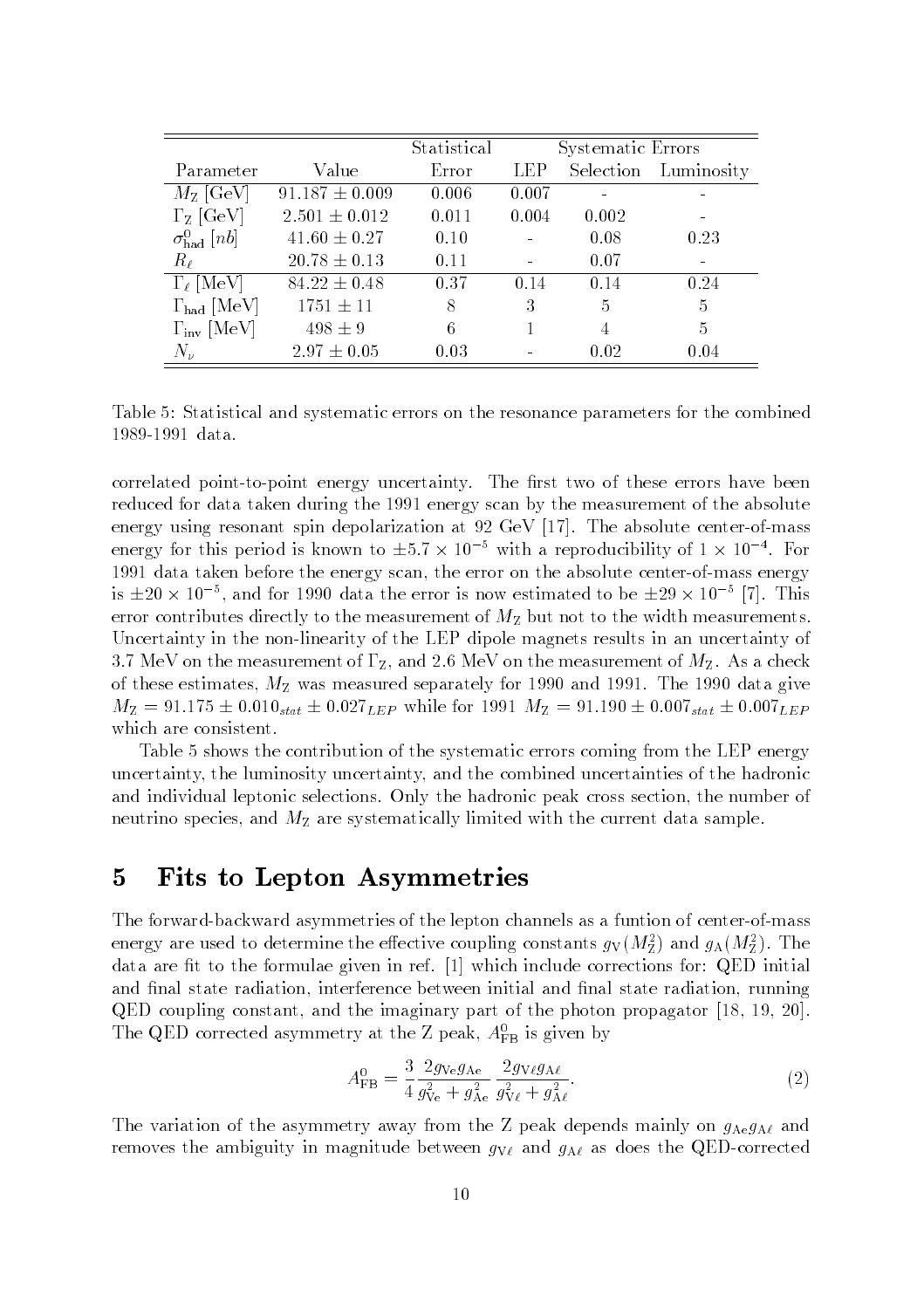| | | Statistical | Systematic Errors | | |
|---|---|---|---|---|---|
| Parameter | Value | Error | LEP | Selection | Luminosity |
| $M_Z$ [GeV] | $91.187 \pm 0.009$ | 0.006 | 0.007 | - | - |
| $\Gamma_Z$ [GeV] | $2.501 \pm 0.012$ | 0.011 | 0.004 | 0.002 | - |
| $\sigma^0_{\rm had}$ [$nb$] | $41.60 \pm 0.27$ | 0.10 | - | 0.08 | 0.23 |
| $R_\ell$ | $20.78 \pm 0.13$ | 0.11 | - | 0.07 | - |
| $\Gamma_\ell$ [MeV] | $84.22 \pm 0.48$ | 0.37 | 0.14 | 0.14 | 0.24 |
| $\Gamma_{\rm had}$ [MeV] | $1751 \pm 11$ | 8 | 3 | 5 | 5 |
| $\Gamma_{\rm inv}$ [MeV] | $498 \pm 9$ | 6 | 1 | 4 | 5 |
| $N_\nu$ | $2.97 \pm 0.05$ | 0.03 | - | 0.02 | 0.04 |

Table 5: Statistical and systematic errors on the resonance parameters for the combined 1989-1991 data.

correlated point-to-point energy uncertainty. The first two of these errors have been reduced for data taken during the 1991 energy scan by the measurement of the absolute energy using resonant spin depolarization at 92 GeV [17]. The absolute center-of-mass energy for this period is known to $\pm 5.7 \times 10^{-5}$ with a reproducibility of $1 \times 10^{-4}$. For 1991 data taken before the energy scan, the error on the absolute center-of-mass energy is $\pm 20 \times 10^{-5}$, and for 1990 data the error is now estimated to be $\pm 29 \times 10^{-5}$ [7]. This error contributes directly to the measurement of $M_Z$ but not to the width measurements. Uncertainty in the non-linearity of the LEP dipole magnets results in an uncertainty of 3.7 MeV on the measurement of $\Gamma_Z$, and 2.6 MeV on the measurement of $M_Z$. As a check of these estimates, $M_Z$ was measured separately for 1990 and 1991. The 1990 data give $M_Z = 91.175 \pm 0.010_{stat} \pm 0.027_{LEP}$ while for 1991 $M_Z = 91.190 \pm 0.007_{stat} \pm 0.007_{LEP}$ which are consistent.

Table 5 shows the contribution of the systematic errors coming from the LEP energy uncertainty, the luminosity uncertainty, and the combined uncertainties of the hadronic and individual leptonic selections. Only the hadronic peak cross section, the number of neutrino species, and $M_Z$ are systematically limited with the current data sample.

# 5 Fits to Lepton Asymmetries

The forward-backward asymmetries of the lepton channels as a funtion of center-of-mass energy are used to determine the effective coupling constants $g_V(M_Z^2)$ and $g_A(M_Z^2)$. The data are fit to the formulae given in ref. [1] which include corrections for: QED initial and final state radiation, interference between initial and final state radiation, running QED coupling constant, and the imaginary part of the photon propagator [18, 19, 20]. The QED corrected asymmetry at the Z peak, $A^0_{\rm FB}$ is given by

$$A^0_{\rm FB} = \frac{3}{4} \frac{2 g_{\rm Ve} g_{\rm Ae}}{g^2_{\rm Ve} + g^2_{\rm Ae}} \frac{2 g_{{\rm V}\ell} g_{{\rm A}\ell}}{g^2_{{\rm V}\ell} + g^2_{{\rm A}\ell}}. \tag{2}$$

The variation of the asymmetry away from the Z peak depends mainly on $g_{\rm Ae} g_{{\rm A}\ell}$ and removes the ambiguity in magnitude between $g_{{\rm V}\ell}$ and $g_{{\rm A}\ell}$ as does the QED-corrected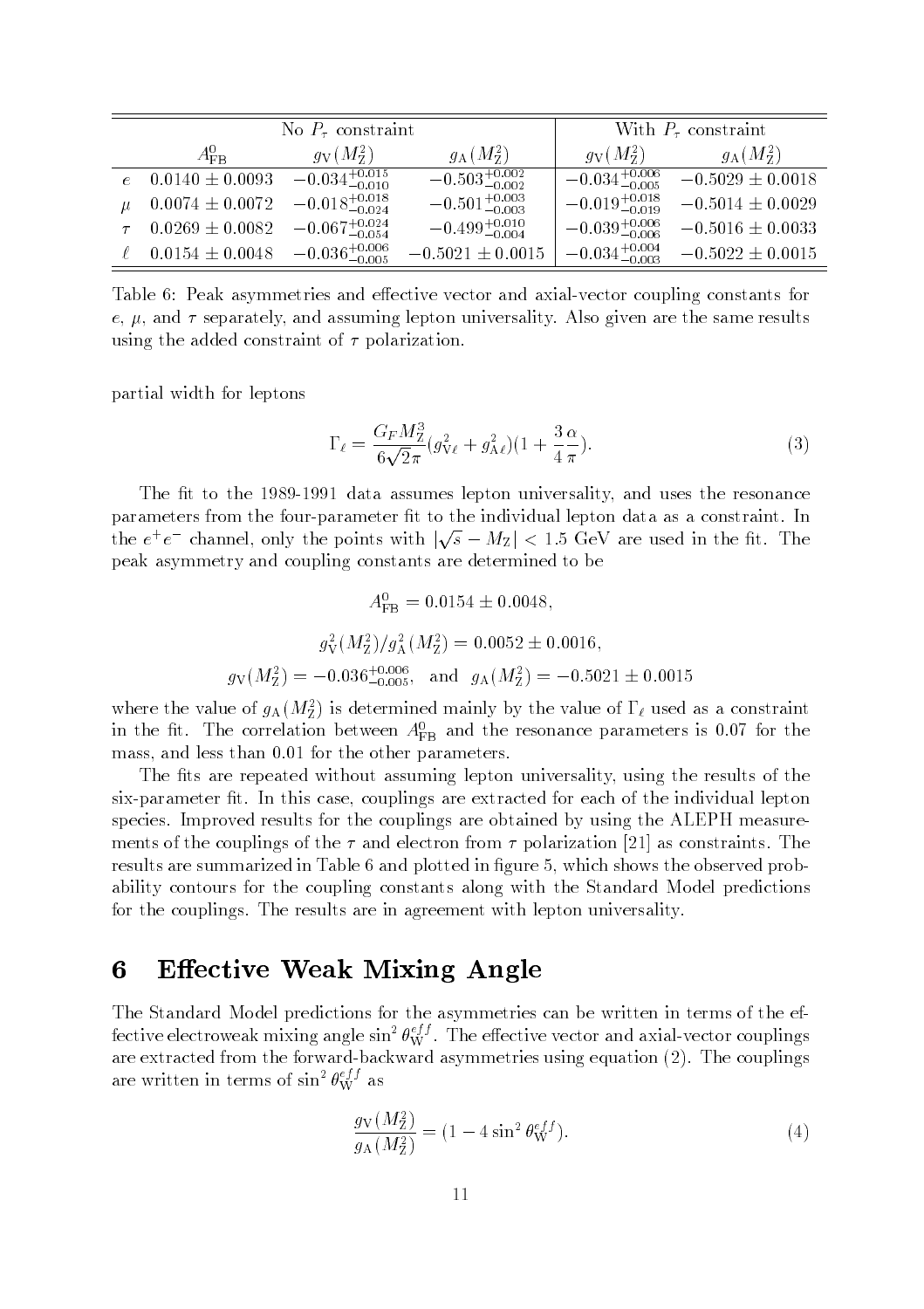| | No $P_\tau$ constraint | | | With $P_\tau$ constraint | |
|---|---|---|---|---|---|
| | $A^0_{\rm FB}$ | $g_{\rm V}(M^2_{\rm Z})$ | $g_{\rm A}(M^2_{\rm Z})$ | $g_{\rm V}(M^2_{\rm Z})$ | $g_{\rm A}(M^2_{\rm Z})$ |
| $e$ | $0.0140 \pm 0.0093$ | $-0.034^{+0.015}_{-0.010}$ | $-0.503^{+0.002}_{-0.002}$ | $-0.034^{+0.006}_{-0.005}$ | $-0.5029 \pm 0.0018$ |
| $\mu$ | $0.0074 \pm 0.0072$ | $-0.018^{+0.018}_{-0.024}$ | $-0.501^{+0.003}_{-0.003}$ | $-0.019^{+0.018}_{-0.019}$ | $-0.5014 \pm 0.0029$ |
| $\tau$ | $0.0269 \pm 0.0082$ | $-0.067^{+0.024}_{-0.054}$ | $-0.499^{+0.010}_{-0.004}$ | $-0.039^{+0.006}_{-0.006}$ | $-0.5016 \pm 0.0033$ |
| $\ell$ | $0.0154 \pm 0.0048$ | $-0.036^{+0.006}_{-0.005}$ | $-0.5021 \pm 0.0015$ | $-0.034^{+0.004}_{-0.003}$ | $-0.5022 \pm 0.0015$ |

Table 6: Peak asymmetries and effective vector and axial-vector coupling constants for $e$, $\mu$, and $\tau$ separately, and assuming lepton universality. Also given are the same results using the added constraint of $\tau$ polarization.

partial width for leptons

$$\Gamma_\ell = \frac{G_F M^3_{\rm Z}}{6\sqrt{2}\pi}(g^2_{{\rm V}\ell} + g^2_{{\rm A}\ell})(1 + \frac{3}{4}\frac{\alpha}{\pi}). \tag{3}$$

The fit to the 1989-1991 data assumes lepton universality, and uses the resonance parameters from the four-parameter fit to the individual lepton data as a constraint. In the $e^+e^-$ channel, only the points with $|\sqrt{s} - M_{\rm Z}| < 1.5$ GeV are used in the fit. The peak asymmetry and coupling constants are determined to be

$$A^0_{\rm FB} = 0.0154 \pm 0.0048,$$

$$g^2_{\rm V}(M^2_{\rm Z})/g^2_{\rm A}(M^2_{\rm Z}) = 0.0052 \pm 0.0016,$$

$$g_{\rm V}(M^2_{\rm Z}) = -0.036^{+0.006}_{-0.005}, \quad \text{and} \quad g_{\rm A}(M^2_{\rm Z}) = -0.5021 \pm 0.0015$$

where the value of $g_{\rm A}(M^2_{\rm Z})$ is determined mainly by the value of $\Gamma_\ell$ used as a constraint in the fit. The correlation between $A^0_{\rm FB}$ and the resonance parameters is 0.07 for the mass, and less than 0.01 for the other parameters.

The fits are repeated without assuming lepton universality, using the results of the six-parameter fit. In this case, couplings are extracted for each of the individual lepton species. Improved results for the couplings are obtained by using the ALEPH measurements of the couplings of the $\tau$ and electron from $\tau$ polarization [21] as constraints. The results are summarized in Table 6 and plotted in figure 5, which shows the observed probability contours for the coupling constants along with the Standard Model predictions for the couplings. The results are in agreement with lepton universality.

# 6 Effective Weak Mixing Angle

The Standard Model predictions for the asymmetries can be written in terms of the effective electroweak mixing angle $\sin^2\theta^{eff}_{\rm W}$. The effective vector and axial-vector couplings are extracted from the forward-backward asymmetries using equation (2). The couplings are written in terms of $\sin^2\theta^{eff}_{\rm W}$ as

$$\frac{g_{\rm V}(M^2_{\rm Z})}{g_{\rm A}(M^2_{\rm Z})} = (1 - 4\sin^2\theta^{eff}_{\rm W}). \tag{4}$$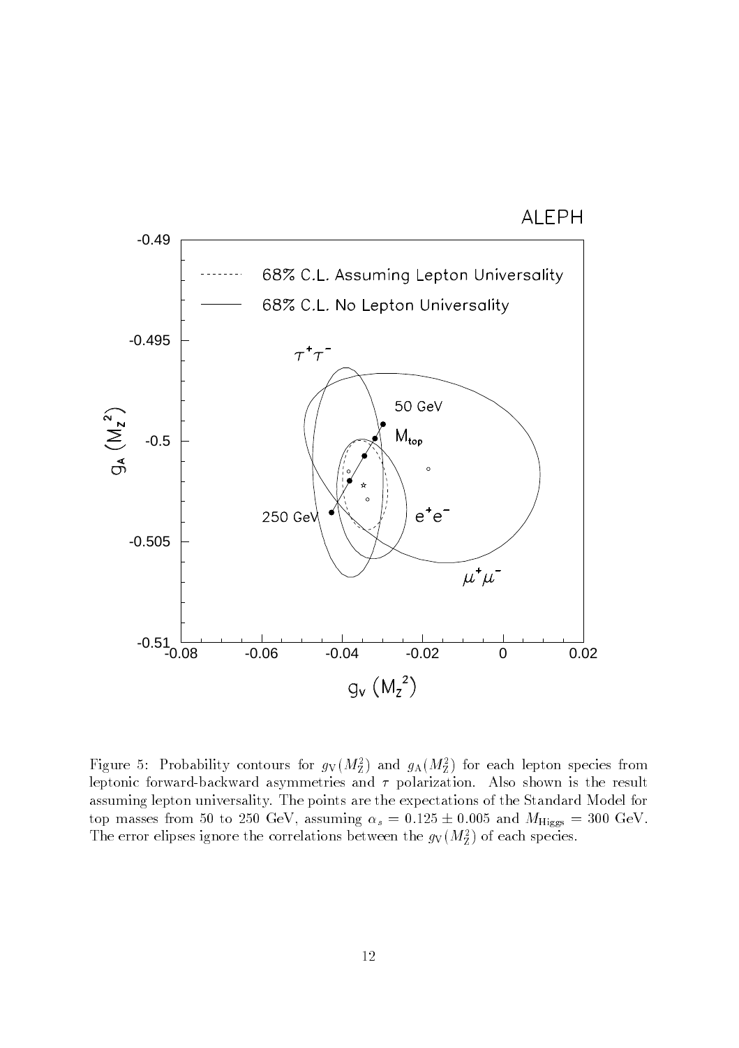Figure 5: Probability contours for $g_V(M_Z^2)$ and $g_A(M_Z^2)$ for each lepton species from leptonic forward-backward asymmetries and $\tau$ polarization. Also shown is the result assuming lepton universality. The points are the expectations of the Standard Model for top masses from 50 to 250 GeV, assuming $\alpha_s = 0.125 \pm 0.005$ and $M_{\rm Higgs} = 300$ GeV. The error elipses ignore the correlations between the $g_V(M_Z^2)$ of each species.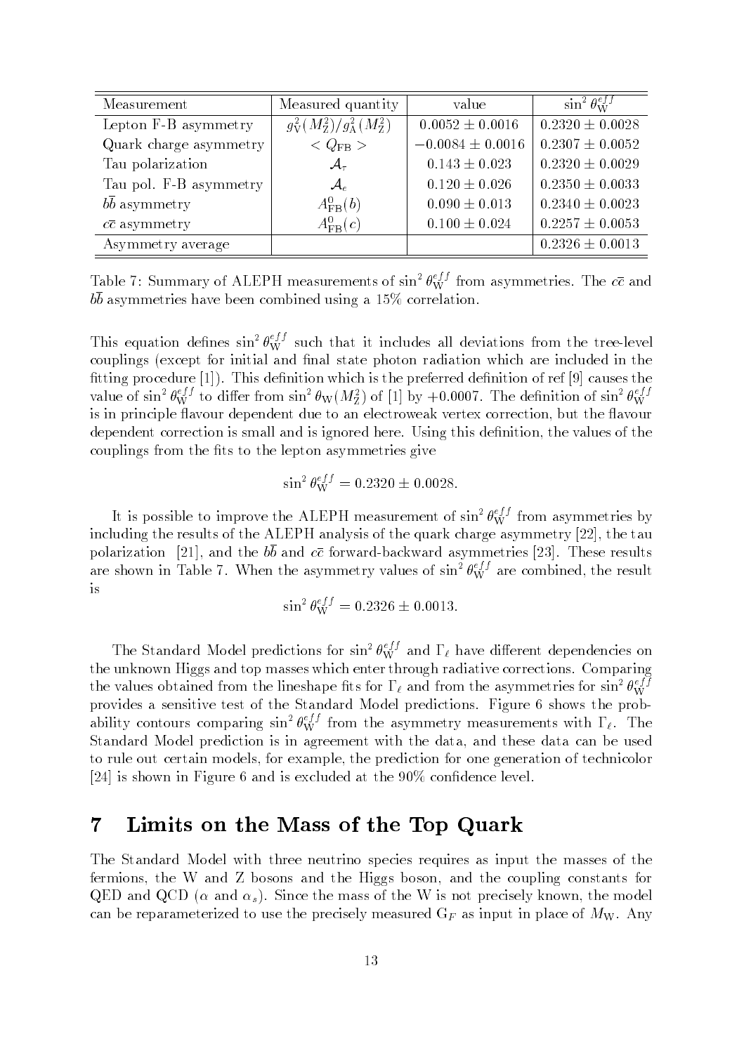| Measurement | Measured quantity | value | $\sin^2\theta_W^{eff}$ |
|---|---|---|---|
| Lepton F-B asymmetry | $g_V^2(M_Z^2)/g_A^2(M_Z^2)$ | $0.0052 \pm 0.0016$ | $0.2320 \pm 0.0028$ |
| Quark charge asymmetry | $< Q_{FB} >$ | $-0.0084 \pm 0.0016$ | $0.2307 \pm 0.0052$ |
| Tau polarization | $\mathcal{A}_\tau$ | $0.143 \pm 0.023$ | $0.2320 \pm 0.0029$ |
| Tau pol. F-B asymmetry | $\mathcal{A}_e$ | $0.120 \pm 0.026$ | $0.2350 \pm 0.0033$ |
| $b\bar{b}$ asymmetry | $A_{FB}^0(b)$ | $0.090 \pm 0.013$ | $0.2340 \pm 0.0023$ |
| $c\bar{c}$ asymmetry | $A_{FB}^0(c)$ | $0.100 \pm 0.024$ | $0.2257 \pm 0.0053$ |
| Asymmetry average | | | $0.2326 \pm 0.0013$ |

Table 7: Summary of ALEPH measurements of $\sin^2\theta_W^{eff}$ from asymmetries. The $c\bar{c}$ and $b\bar{b}$ asymmetries have been combined using a 15% correlation.

This equation defines $\sin^2\theta_W^{eff}$ such that it includes all deviations from the tree-level couplings (except for initial and final state photon radiation which are included in the fitting procedure [1]). This definition which is the preferred definition of ref [9] causes the value of $\sin^2\theta_W^{eff}$ to differ from $\sin^2\theta_W(M_Z^2)$ of [1] by $+0.0007$. The definition of $\sin^2\theta_W^{eff}$ is in principle flavour dependent due to an electroweak vertex correction, but the flavour dependent correction is small and is ignored here. Using this definition, the values of the couplings from the fits to the lepton asymmetries give

$$\sin^2\theta_W^{eff} = 0.2320 \pm 0.0028.$$

It is possible to improve the ALEPH measurement of $\sin^2\theta_W^{eff}$ from asymmetries by including the results of the ALEPH analysis of the quark charge asymmetry [22], the tau polarization [21], and the $b\bar{b}$ and $c\bar{c}$ forward-backward asymmetries [23]. These results are shown in Table 7. When the asymmetry values of $\sin^2\theta_W^{eff}$ are combined, the result is

$$\sin^2\theta_W^{eff} = 0.2326 \pm 0.0013.$$

The Standard Model predictions for $\sin^2\theta_W^{eff}$ and $\Gamma_\ell$ have different dependencies on the unknown Higgs and top masses which enter through radiative corrections. Comparing the values obtained from the lineshape fits for $\Gamma_\ell$ and from the asymmetries for $\sin^2\theta_W^{eff}$ provides a sensitive test of the Standard Model predictions. Figure 6 shows the probability contours comparing $\sin^2\theta_W^{eff}$ from the asymmetry measurements with $\Gamma_\ell$. The Standard Model prediction is in agreement with the data, and these data can be used to rule out certain models, for example, the prediction for one generation of technicolor [24] is shown in Figure 6 and is excluded at the 90% confidence level.

# 7 Limits on the Mass of the Top Quark

The Standard Model with three neutrino species requires as input the masses of the fermions, the W and Z bosons and the Higgs boson, and the coupling constants for QED and QCD ($\alpha$ and $\alpha_s$). Since the mass of the W is not precisely known, the model can be reparameterized to use the precisely measured $G_F$ as input in place of $M_W$. Any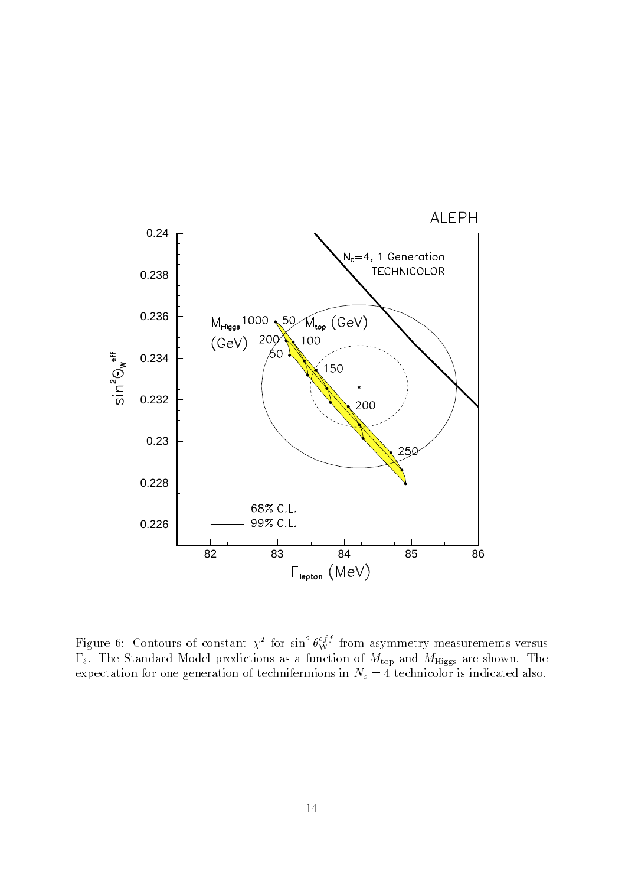Figure 6: Contours of constant $\chi^2$ for $\sin^2\theta_W^{eff}$ from asymmetry measurements versus $\Gamma_\ell$. The Standard Model predictions as a function of $M_{\rm top}$ and $M_{\rm Higgs}$ are shown. The expectation for one generation of technifermions in $N_c = 4$ technicolor is indicated also.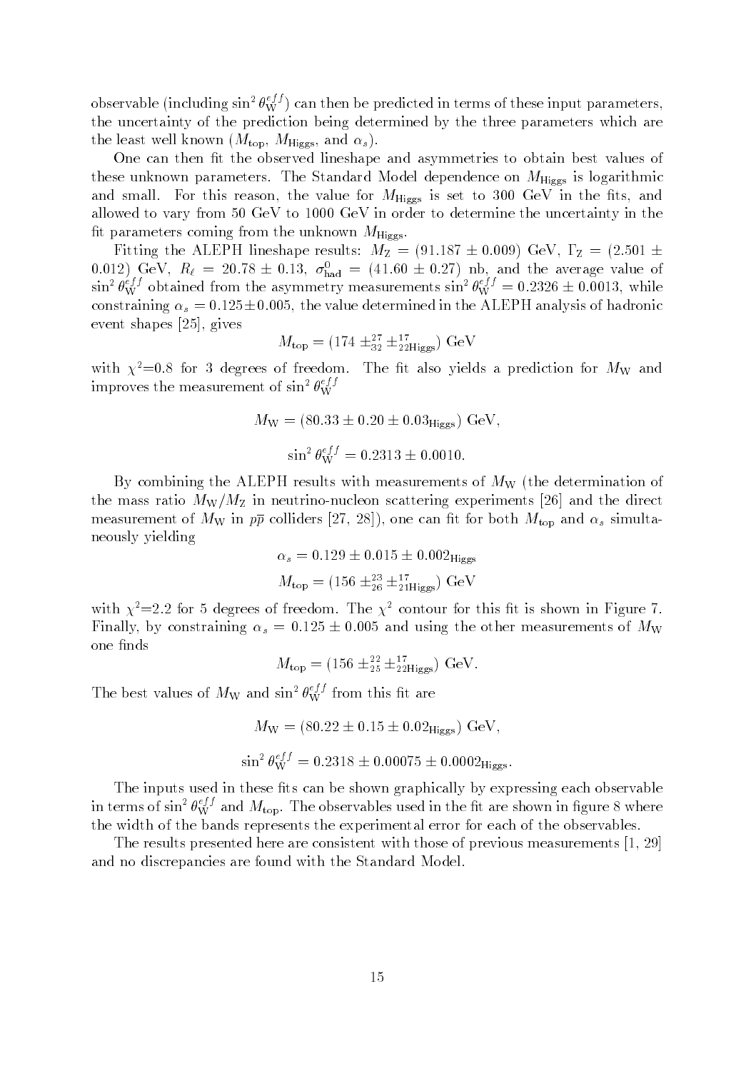observable (including $\sin^2\theta_W^{eff}$) can then be predicted in terms of these input parameters, the uncertainty of the prediction being determined by the three parameters which are the least well known ($M_{top}$, $M_{Higgs}$, and $\alpha_s$).

One can then fit the observed lineshape and asymmetries to obtain best values of these unknown parameters. The Standard Model dependence on $M_{Higgs}$ is logarithmic and small. For this reason, the value for $M_{Higgs}$ is set to 300 GeV in the fits, and allowed to vary from 50 GeV to 1000 GeV in order to determine the uncertainty in the fit parameters coming from the unknown $M_{Higgs}$.

Fitting the ALEPH lineshape results: $M_Z = (91.187 \pm 0.009)$ GeV, $\Gamma_Z = (2.501 \pm 0.012)$ GeV, $R_\ell = 20.78 \pm 0.13$, $\sigma^0_{had} = (41.60 \pm 0.27)$ nb, and the average value of $\sin^2\theta_W^{eff}$ obtained from the asymmetry measurements $\sin^2\theta_W^{eff} = 0.2326 \pm 0.0013$, while constraining $\alpha_s = 0.125 \pm 0.005$, the value determined in the ALEPH analysis of hadronic event shapes [25], gives

$$M_{top} = (174 \pm^{27}_{32} \pm^{17}_{22\,Higgs})\ \mathrm{GeV}$$

with $\chi^2$=0.8 for 3 degrees of freedom. The fit also yields a prediction for $M_W$ and improves the measurement of $\sin^2\theta_W^{eff}$

$$M_W = (80.33 \pm 0.20 \pm 0.03_{Higgs})\ \mathrm{GeV},$$

$$\sin^2\theta_W^{eff} = 0.2313 \pm 0.0010.$$

By combining the ALEPH results with measurements of $M_W$ (the determination of the mass ratio $M_W/M_Z$ in neutrino-nucleon scattering experiments [26] and the direct measurement of $M_W$ in $p\bar{p}$ colliders [27, 28]), one can fit for both $M_{top}$ and $\alpha_s$ simultaneously yielding

$$\alpha_s = 0.129 \pm 0.015 \pm 0.002_{Higgs}$$

$$M_{top} = (156 \pm^{23}_{26} \pm^{17}_{21\,Higgs})\ \mathrm{GeV}$$

with $\chi^2$=2.2 for 5 degrees of freedom. The $\chi^2$ contour for this fit is shown in Figure 7. Finally, by constraining $\alpha_s = 0.125 \pm 0.005$ and using the other measurements of $M_W$ one finds

$$M_{top} = (156 \pm^{22}_{25} \pm^{17}_{22\,Higgs})\ \mathrm{GeV}.$$

The best values of $M_W$ and $\sin^2\theta_W^{eff}$ from this fit are

$$M_W = (80.22 \pm 0.15 \pm 0.02_{Higgs})\ \mathrm{GeV},$$

$$\sin^2\theta_W^{eff} = 0.2318 \pm 0.00075 \pm 0.0002_{Higgs}.$$

The inputs used in these fits can be shown graphically by expressing each observable in terms of $\sin^2\theta_W^{eff}$ and $M_{top}$. The observables used in the fit are shown in figure 8 where the width of the bands represents the experimental error for each of the observables.

The results presented here are consistent with those of previous measurements [1, 29] and no discrepancies are found with the Standard Model.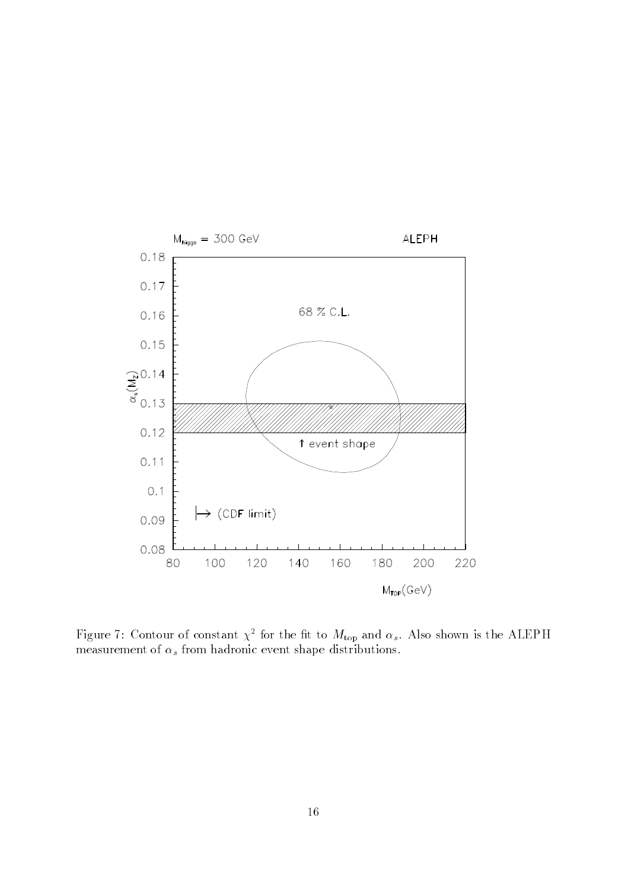Figure 7: Contour of constant $\chi^2$ for the fit to $M_{\rm top}$ and $\alpha_s$. Also shown is the ALEPH measurement of $\alpha_s$ from hadronic event shape distributions.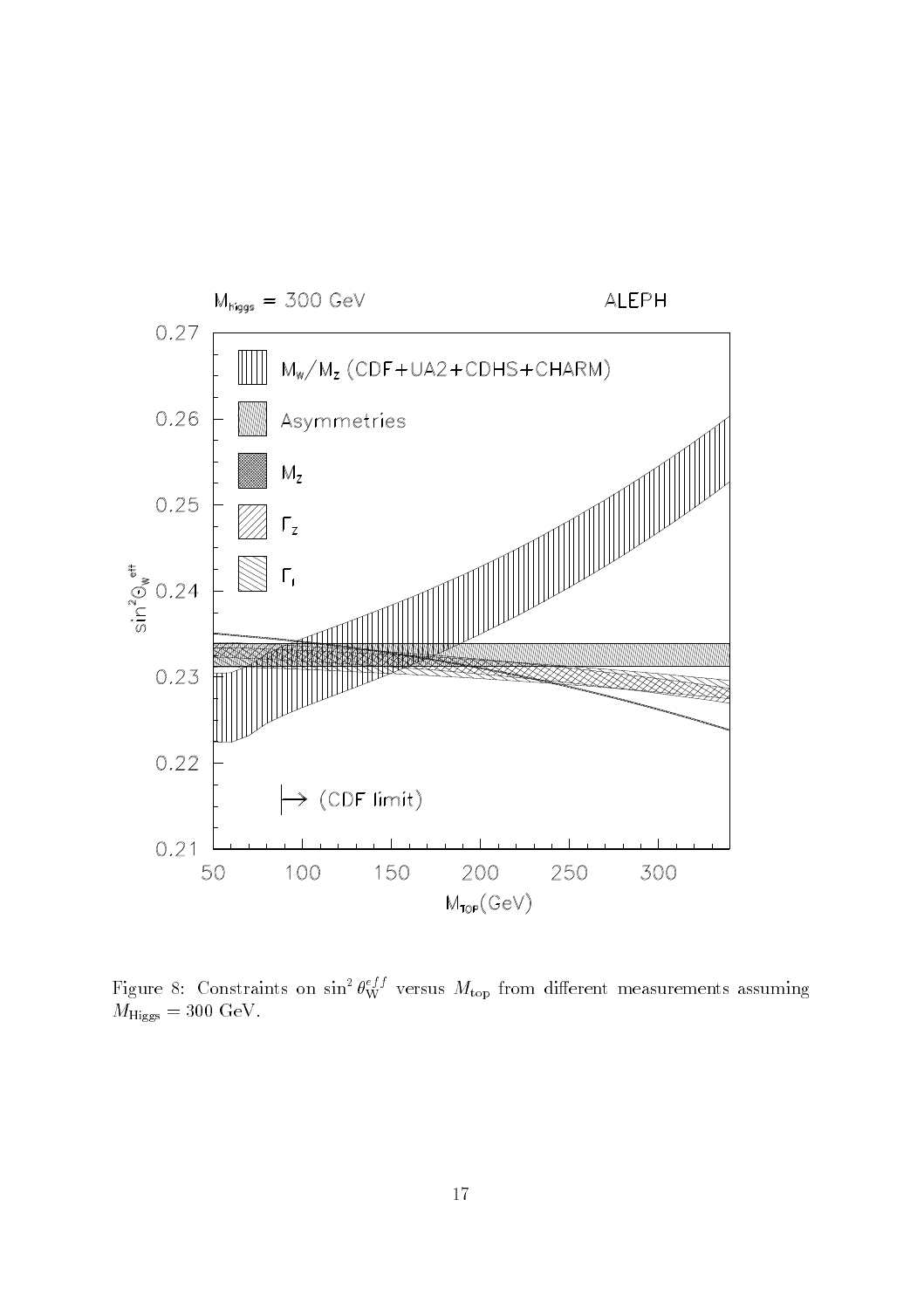Figure 8: Constraints on $\sin^2 \theta_W^{eff}$ versus $M_{\rm top}$ from different measurements assuming $M_{\rm Higgs} = 300$ GeV.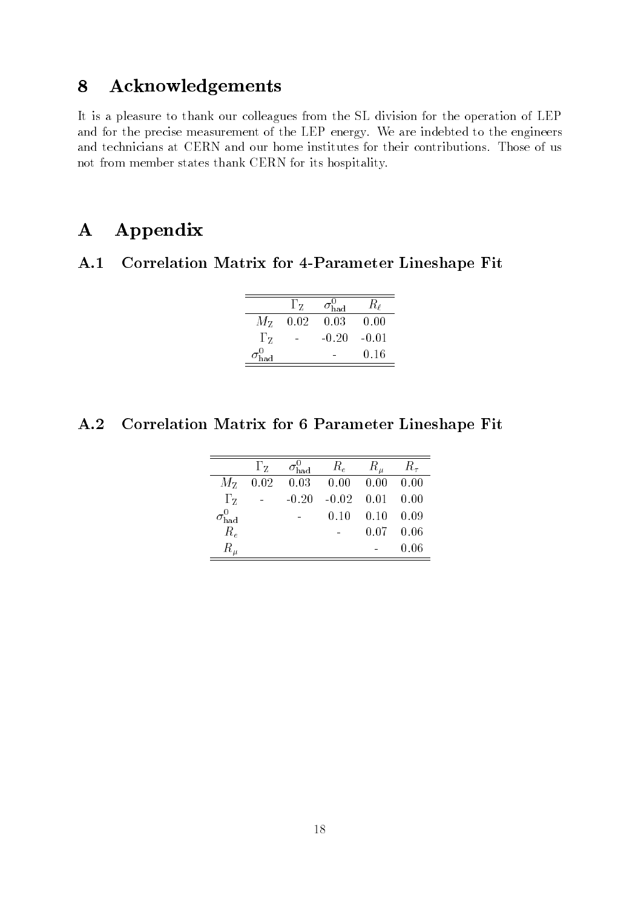# 8 Acknowledgements

It is a pleasure to thank our colleagues from the SL division for the operation of LEP and for the precise measurement of the LEP energy. We are indebted to the engineers and technicians at CERN and our home institutes for their contributions. Those of us not from member states thank CERN for its hospitality.

# A Appendix

## A.1 Correlation Matrix for 4-Parameter Lineshape Fit

| | $\Gamma_Z$ | $\sigma^0_{\rm had}$ | $R_\ell$ |
|---|---|---|---|
| $M_Z$ | 0.02 | 0.03 | 0.00 |
| $\Gamma_Z$ | - | -0.20 | -0.01 |
| $\sigma^0_{\rm had}$ | | - | 0.16 |

## A.2 Correlation Matrix for 6 Parameter Lineshape Fit

| | $\Gamma_Z$ | $\sigma^0_{\rm had}$ | $R_e$ | $R_\mu$ | $R_\tau$ |
|---|---|---|---|---|---|
| $M_Z$ | 0.02 | 0.03 | 0.00 | 0.00 | 0.00 |
| $\Gamma_Z$ | - | -0.20 | -0.02 | 0.01 | 0.00 |
| $\sigma^0_{\rm had}$ | | - | 0.10 | 0.10 | 0.09 |
| $R_e$ | | | - | 0.07 | 0.06 |
| $R_\mu$ | | | | - | 0.06 |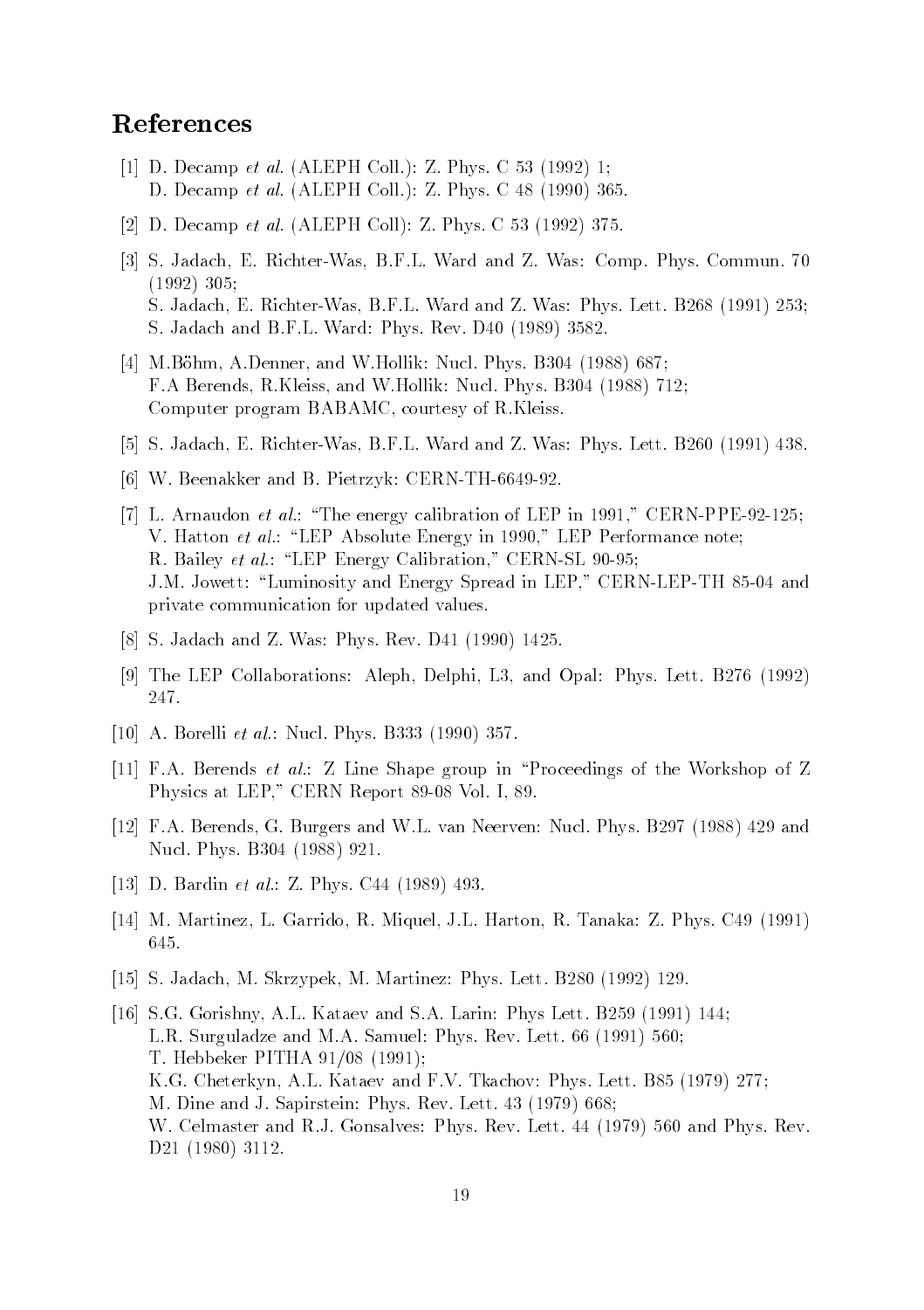# References

[1] D. Decamp *et al.* (ALEPH Coll.): Z. Phys. C 53 (1992) 1;
D. Decamp *et al.* (ALEPH Coll.): Z. Phys. C 48 (1990) 365.

[2] D. Decamp *et al.* (ALEPH Coll): Z. Phys. C 53 (1992) 375.

[3] S. Jadach, E. Richter-Was, B.F.L. Ward and Z. Was: Comp. Phys. Commun. 70 (1992) 305;
S. Jadach, E. Richter-Was, B.F.L. Ward and Z. Was: Phys. Lett. B268 (1991) 253;
S. Jadach and B.F.L. Ward: Phys. Rev. D40 (1989) 3582.

[4] M.Böhm, A.Denner, and W.Hollik: Nucl. Phys. B304 (1988) 687;
F.A Berends, R.Kleiss, and W.Hollik: Nucl. Phys. B304 (1988) 712;
Computer program BABAMC, courtesy of R.Kleiss.

[5] S. Jadach, E. Richter-Was, B.F.L. Ward and Z. Was: Phys. Lett. B260 (1991) 438.

[6] W. Beenakker and B. Pietrzyk: CERN-TH-6649-92.

[7] L. Arnaudon *et al.*: "The energy calibration of LEP in 1991," CERN-PPE-92-125;
V. Hatton *et al.*: "LEP Absolute Energy in 1990," LEP Performance note;
R. Bailey *et al.*: "LEP Energy Calibration," CERN-SL 90-95;
J.M. Jowett: "Luminosity and Energy Spread in LEP," CERN-LEP-TH 85-04 and private communication for updated values.

[8] S. Jadach and Z. Was: Phys. Rev. D41 (1990) 1425.

[9] The LEP Collaborations: Aleph, Delphi, L3, and Opal: Phys. Lett. B276 (1992) 247.

[10] A. Borelli *et al.*: Nucl. Phys. B333 (1990) 357.

[11] F.A. Berends *et al.*: Z Line Shape group in "Proceedings of the Workshop of Z Physics at LEP," CERN Report 89-08 Vol. I, 89.

[12] F.A. Berends, G. Burgers and W.L. van Neerven: Nucl. Phys. B297 (1988) 429 and Nucl. Phys. B304 (1988) 921.

[13] D. Bardin *et al.*: Z. Phys. C44 (1989) 493.

[14] M. Martinez, L. Garrido, R. Miquel, J.L. Harton, R. Tanaka: Z. Phys. C49 (1991) 645.

[15] S. Jadach, M. Skrzypek, M. Martinez: Phys. Lett. B280 (1992) 129.

[16] S.G. Gorishny, A.L. Kataev and S.A. Larin: Phys Lett. B259 (1991) 144;
L.R. Surguladze and M.A. Samuel: Phys. Rev. Lett. 66 (1991) 560;
T. Hebbeker PITHA 91/08 (1991);
K.G. Cheterkyn, A.L. Kataev and F.V. Tkachov: Phys. Lett. B85 (1979) 277;
M. Dine and J. Sapirstein: Phys. Rev. Lett. 43 (1979) 668;
W. Celmaster and R.J. Gonsalves: Phys. Rev. Lett. 44 (1979) 560 and Phys. Rev. D21 (1980) 3112.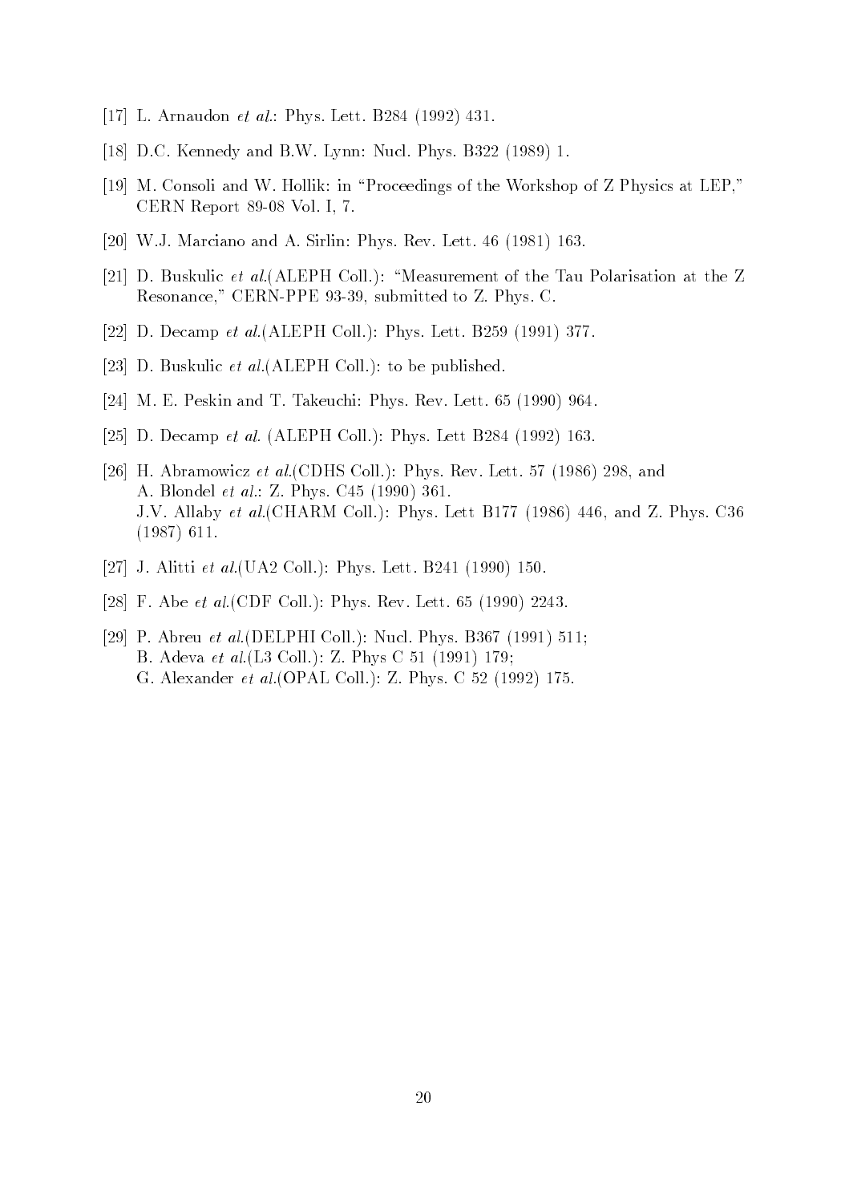[17] L. Arnaudon *et al.*: Phys. Lett. B284 (1992) 431.

[18] D.C. Kennedy and B.W. Lynn: Nucl. Phys. B322 (1989) 1.

[19] M. Consoli and W. Hollik: in "Proceedings of the Workshop of Z Physics at LEP," CERN Report 89-08 Vol. I, 7.

[20] W.J. Marciano and A. Sirlin: Phys. Rev. Lett. 46 (1981) 163.

[21] D. Buskulic *et al.*(ALEPH Coll.): "Measurement of the Tau Polarisation at the Z Resonance," CERN-PPE 93-39, submitted to Z. Phys. C.

[22] D. Decamp *et al.*(ALEPH Coll.): Phys. Lett. B259 (1991) 377.

[23] D. Buskulic *et al.*(ALEPH Coll.): to be published.

[24] M. E. Peskin and T. Takeuchi: Phys. Rev. Lett. 65 (1990) 964.

[25] D. Decamp *et al.* (ALEPH Coll.): Phys. Lett B284 (1992) 163.

[26] H. Abramowicz *et al.*(CDHS Coll.): Phys. Rev. Lett. 57 (1986) 298, and A. Blondel *et al.*: Z. Phys. C45 (1990) 361.
J.V. Allaby *et al.*(CHARM Coll.): Phys. Lett B177 (1986) 446, and Z. Phys. C36 (1987) 611.

[27] J. Alitti *et al.*(UA2 Coll.): Phys. Lett. B241 (1990) 150.

[28] F. Abe *et al.*(CDF Coll.): Phys. Rev. Lett. 65 (1990) 2243.

[29] P. Abreu *et al.*(DELPHI Coll.): Nucl. Phys. B367 (1991) 511;
B. Adeva *et al.*(L3 Coll.): Z. Phys C 51 (1991) 179;
G. Alexander *et al.*(OPAL Coll.): Z. Phys. C 52 (1992) 175.